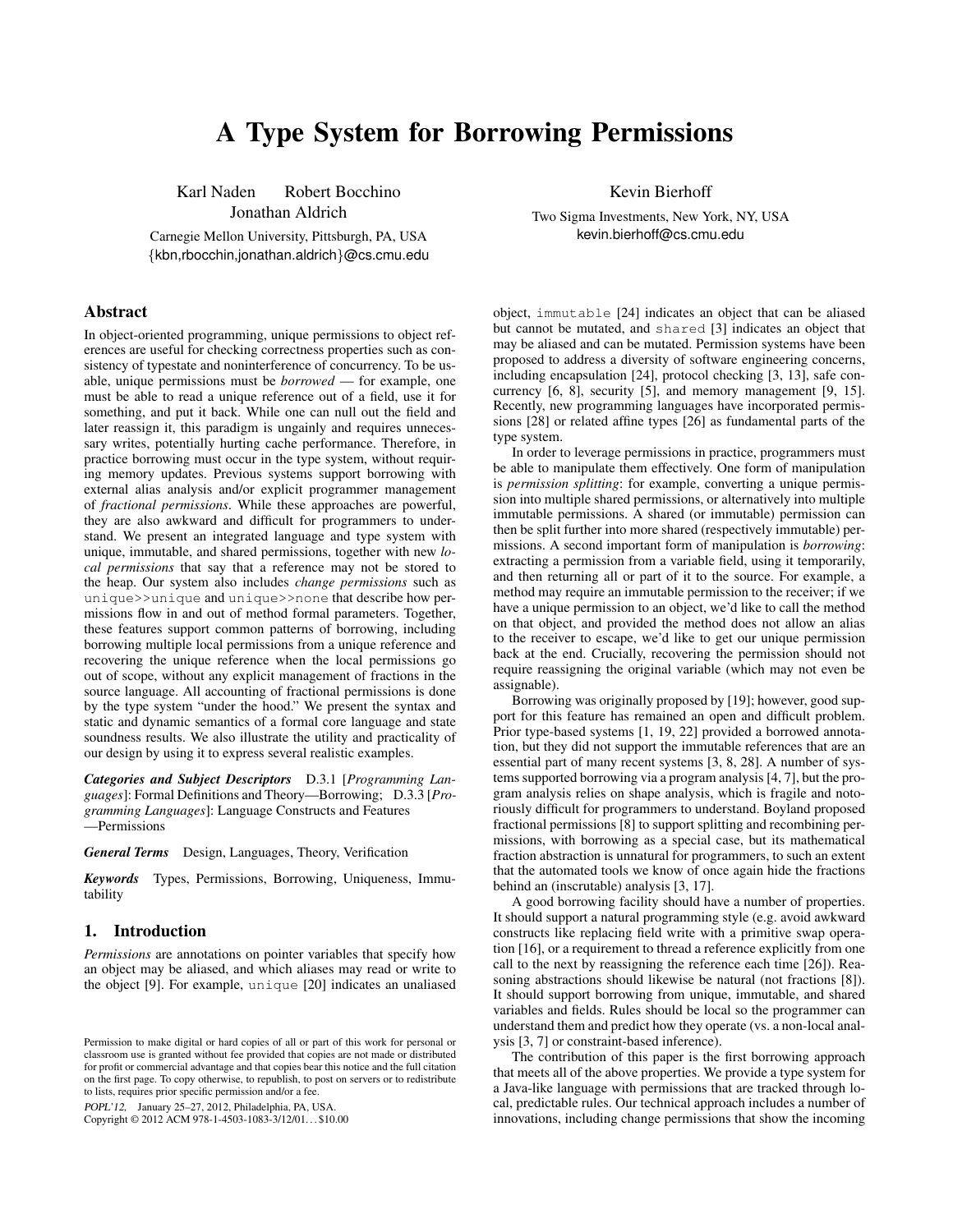# A Type System for Borrowing Permissions

Karl Naden Robert Bocchino Jonathan Aldrich

Carnegie Mellon University, Pittsburgh, PA, USA
{kbn,rbocchin,jonathan.aldrich}@cs.cmu.edu

Kevin Bierhoff

Two Sigma Investments, New York, NY, USA
kevin.bierhoff@cs.cmu.edu

## Abstract

In object-oriented programming, unique permissions to object references are useful for checking correctness properties such as consistency of typestate and noninterference of concurrency. To be usable, unique permissions must be *borrowed* — for example, one must be able to read a unique reference out of a field, use it for something, and put it back. While one can null out the field and later reassign it, this paradigm is ungainly and requires unnecessary writes, potentially hurting cache performance. Therefore, in practice borrowing must occur in the type system, without requiring memory updates. Previous systems support borrowing with external alias analysis and/or explicit programmer management of *fractional permissions*. While these approaches are powerful, they are also awkward and difficult for programmers to understand. We present an integrated language and type system with unique, immutable, and shared permissions, together with new *local permissions* that say that a reference may not be stored to the heap. Our system also includes *change permissions* such as `unique>>unique` and `unique>>none` that describe how permissions flow in and out of method formal parameters. Together, these features support common patterns of borrowing, including borrowing multiple local permissions from a unique reference and recovering the unique reference when the local permissions go out of scope, without any explicit management of fractions in the source language. All accounting of fractional permissions is done by the type system "under the hood." We present the syntax and static and dynamic semantics of a formal core language and state soundness results. We also illustrate the utility and practicality of our design by using it to express several realistic examples.

***Categories and Subject Descriptors*** D.3.1 [*Programming Languages*]: Formal Definitions and Theory—Borrowing; D.3.3 [*Programming Languages*]: Language Constructs and Features —Permissions

***General Terms*** Design, Languages, Theory, Verification

***Keywords*** Types, Permissions, Borrowing, Uniqueness, Immutability

## 1. Introduction

*Permissions* are annotations on pointer variables that specify how an object may be aliased, and which aliases may read or write to the object [9]. For example, `unique` [20] indicates an unaliased object, `immutable` [24] indicates an object that can be aliased but cannot be mutated, and `shared` [3] indicates an object that may be aliased and can be mutated. Permission systems have been proposed to address a diversity of software engineering concerns, including encapsulation [24], protocol checking [3, 13], safe concurrency [6, 8], security [5], and memory management [9, 15]. Recently, new programming languages have incorporated permissions [28] or related affine types [26] as fundamental parts of the type system.

In order to leverage permissions in practice, programmers must be able to manipulate them effectively. One form of manipulation is *permission splitting*: for example, converting a unique permission into multiple shared permissions, or alternatively into multiple immutable permissions. A shared (or immutable) permission can then be split further into more shared (respectively immutable) permissions. A second important form of manipulation is *borrowing*: extracting a permission from a variable field, using it temporarily, and then returning all or part of it to the source. For example, a method may require an immutable permission to the receiver; if we have a unique permission to an object, we'd like to call the method on that object, and provided the method does not allow an alias to the receiver to escape, we'd like to get our unique permission back at the end. Crucially, recovering the permission should not require reassigning the original variable (which may not even be assignable).

Borrowing was originally proposed by [19]; however, good support for this feature has remained an open and difficult problem. Prior type-based systems [1, 19, 22] provided a borrowed annotation, but they did not support the immutable references that are an essential part of many recent systems [3, 8, 28]. A number of systems supported borrowing via a program analysis [4, 7], but the program analysis relies on shape analysis, which is fragile and notoriously difficult for programmers to understand. Boyland proposed fractional permissions [8] to support splitting and recombining permissions, with borrowing as a special case, but its mathematical fraction abstraction is unnatural for programmers, to such an extent that the automated tools we know of once again hide the fractions behind an (inscrutable) analysis [3, 17].

A good borrowing facility should have a number of properties. It should support a natural programming style (e.g. avoid awkward constructs like replacing field write with a primitive swap operation [16], or a requirement to thread a reference explicitly from one call to the next by reassigning the reference each time [26]). Reasoning abstractions should likewise be natural (not fractions [8]). It should support borrowing from unique, immutable, and shared variables and fields. Rules should be local so the programmer can understand them and predict how they operate (vs. a non-local analysis [3, 7] or constraint-based inference).

The contribution of this paper is the first borrowing approach that meets all of the above properties. We provide a type system for a Java-like language with permissions that are tracked through local, predictable rules. Our technical approach includes a number of innovations, including change permissions that show the incoming

Permission to make digital or hard copies of all or part of this work for personal or classroom use is granted without fee provided that copies are not made or distributed for profit or commercial advantage and that copies bear this notice and the full citation on the first page. To copy otherwise, to republish, to post on servers or to redistribute to lists, requires prior specific permission and/or a fee.

*POPL'12,* January 25–27, 2012, Philadelphia, PA, USA.
Copyright © 2012 ACM 978-1-4503-1083-3/12/01... $10.00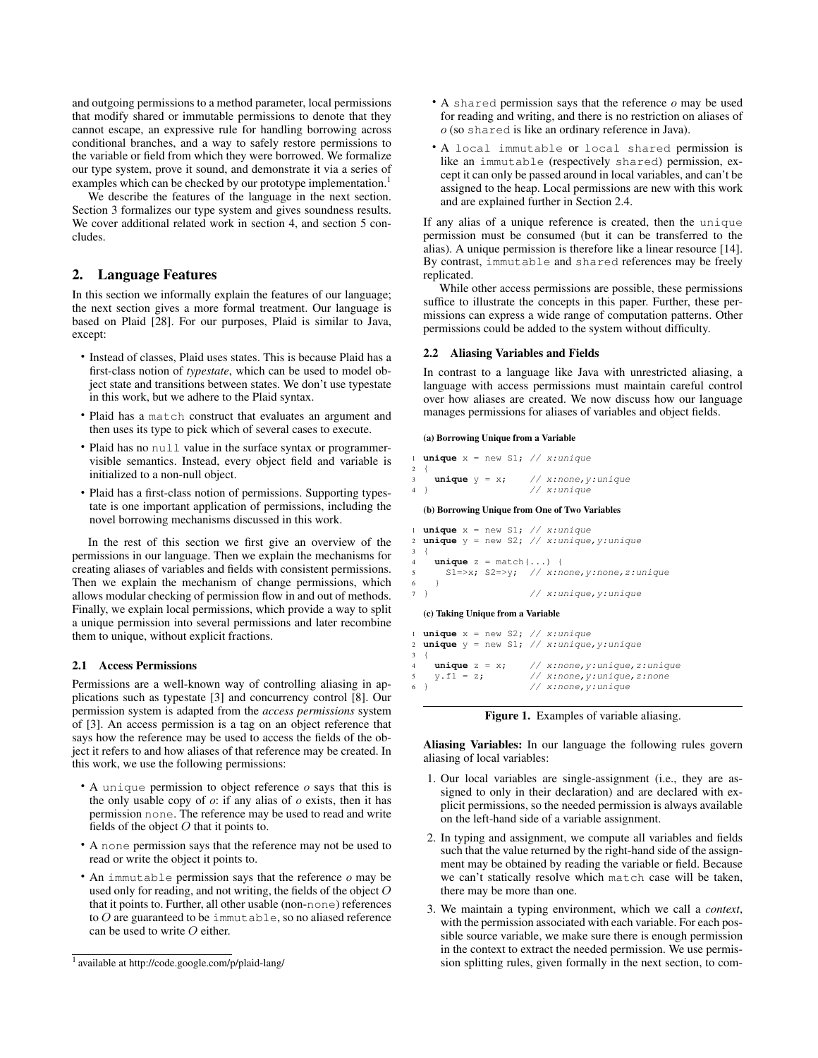and outgoing permissions to a method parameter, local permissions that modify shared or immutable permissions to denote that they cannot escape, an expressive rule for handling borrowing across conditional branches, and a way to safely restore permissions to the variable or field from which they were borrowed. We formalize our type system, prove it sound, and demonstrate it via a series of examples which can be checked by our prototype implementation.[1]

We describe the features of the language in the next section. Section 3 formalizes our type system and gives soundness results. We cover additional related work in section 4, and section 5 concludes.

## 2. Language Features

In this section we informally explain the features of our language; the next section gives a more formal treatment. Our language is based on Plaid [28]. For our purposes, Plaid is similar to Java, except:

- Instead of classes, Plaid uses states. This is because Plaid has a first-class notion of *typestate*, which can be used to model object state and transitions between states. We don't use typestate in this work, but we adhere to the Plaid syntax.
- Plaid has a `match` construct that evaluates an argument and then uses its type to pick which of several cases to execute.
- Plaid has no `null` value in the surface syntax or programmer-visible semantics. Instead, every object field and variable is initialized to a non-null object.
- Plaid has a first-class notion of permissions. Supporting typestate is one important application of permissions, including the novel borrowing mechanisms discussed in this work.

In the rest of this section we first give an overview of the permissions in our language. Then we explain the mechanisms for creating aliases of variables and fields with consistent permissions. Then we explain the mechanism of change permissions, which allows modular checking of permission flow in and out of methods. Finally, we explain local permissions, which provide a way to split a unique permission into several permissions and later recombine them to unique, without explicit fractions.

### 2.1 Access Permissions

Permissions are a well-known way of controlling aliasing in applications such as typestate [3] and concurrency control [8]. Our permission system is adapted from the *access permissions* system of [3]. An access permission is a tag on an object reference that says how the reference may be used to access the fields of the object it refers to and how aliases of that reference may be created. In this work, we use the following permissions:

- A `unique` permission to object reference $o$ says that this is the only usable copy of $o$: if any alias of $o$ exists, then it has permission `none`. The reference may be used to read and write fields of the object $O$ that it points to.
- A `none` permission says that the reference may not be used to read or write the object it points to.
- An `immutable` permission says that the reference $o$ may be used only for reading, and not writing, the fields of the object $O$ that it points to. Further, all other usable (non-`none`) references to $O$ are guaranteed to be `immutable`, so no aliased reference can be used to write $O$ either.
- A `shared` permission says that the reference $o$ may be used for reading and writing, and there is no restriction on aliases of $o$ (so `shared` is like an ordinary reference in Java).
- A `local immutable` or `local shared` permission is like an `immutable` (respectively `shared`) permission, except it can only be passed around in local variables, and can't be assigned to the heap. Local permissions are new with this work and are explained further in Section 2.4.

If any alias of a unique reference is created, then the `unique` permission must be consumed (but it can be transferred to the alias). A unique permission is therefore like a linear resource [14]. By contrast, `immutable` and `shared` references may be freely replicated.

While other access permissions are possible, these permissions suffice to illustrate the concepts in this paper. Further, these permissions can express a wide range of computation patterns. Other permissions could be added to the system without difficulty.

### 2.2 Aliasing Variables and Fields

In contrast to a language like Java with unrestricted aliasing, a language with access permissions must maintain careful control over how aliases are created. We now discuss how our language manages permissions for aliases of variables and object fields.

**(a) Borrowing Unique from a Variable**

```
1 unique x = new S1; // x:unique
2 {
3   unique y = x;     // x:none,y:unique
4 }                   // x:unique
```

**(b) Borrowing Unique from One of Two Variables**

```
1 unique x = new S1; // x:unique
2 unique y = new S2; // x:unique,y:unique
3 {
4   unique z = match(...) {
5     S1=>x; S2=>y;  // x:none,y:none,z:unique
6   }
7 }                   // x:unique,y:unique
```

**(c) Taking Unique from a Variable**

```
1 unique x = new S2; // x:unique
2 unique y = new S1; // x:unique,y:unique
3 {
4   unique z = x;     // x:none,y:unique,z:unique
5   y.f1 = z;         // x:none,y:unique,z:none
6 }                   // x:none,y:unique
```

**Figure 1.** Examples of variable aliasing.

**Aliasing Variables:** In our language the following rules govern aliasing of local variables:

1. Our local variables are single-assignment (i.e., they are assigned to only in their declaration) and are declared with explicit permissions, so the needed permission is always available on the left-hand side of a variable assignment.
2. In typing and assignment, we compute all variables and fields such that the value returned by the right-hand side of the assignment may be obtained by reading the variable or field. Because we can't statically resolve which `match` case will be taken, there may be more than one.
3. We maintain a typing environment, which we call a *context*, with the permission associated with each variable. For each possible source variable, we make sure there is enough permission in the context to extract the needed permission. We use permission splitting rules, given formally in the next section, to com-

[1] available at http://code.google.com/p/plaid-lang/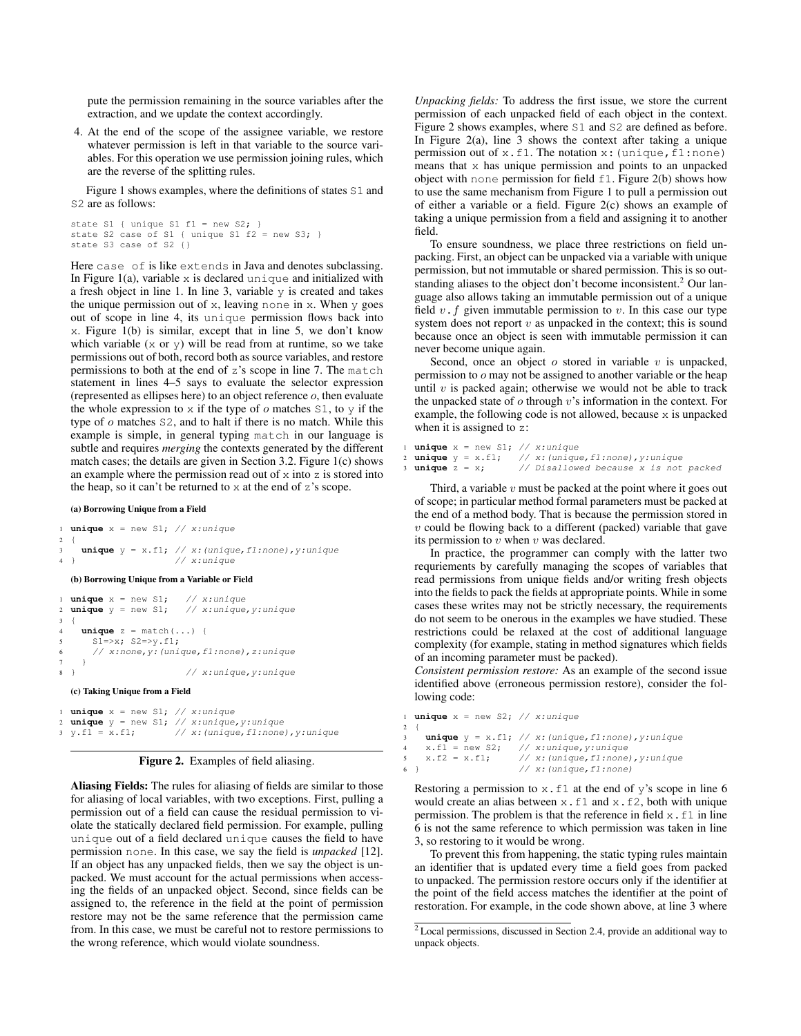pute the permission remaining in the source variables after the extraction, and we update the context accordingly.

4. At the end of the scope of the assignee variable, we restore whatever permission is left in that variable to the source variables. For this operation we use permission joining rules, which are the reverse of the splitting rules.

Figure 1 shows examples, where the definitions of states S1 and S2 are as follows:

```
state S1 { unique S1 f1 = new S2; }
state S2 case of S1 { unique S1 f2 = new S3; }
state S3 case of S2 {}
```

Here case of is like extends in Java and denotes subclassing. In Figure 1(a), variable x is declared unique and initialized with a fresh object in line 1. In line 3, variable y is created and takes the unique permission out of x, leaving none in x. When y goes out of scope in line 4, its unique permission flows back into x. Figure 1(b) is similar, except that in line 5, we don't know which variable (x or y) will be read from at runtime, so we take permissions out of both, record both as source variables, and restore permissions to both at the end of z's scope in line 7. The match statement in lines 4–5 says to evaluate the selector expression (represented as ellipses here) to an object reference $o$, then evaluate the whole expression to x if the type of $o$ matches S1, to y if the type of $o$ matches S2, and to halt if there is no match. While this example is simple, in general typing match in our language is subtle and requires *merging* the contexts generated by the different match cases; the details are given in Section 3.2. Figure 1(c) shows an example where the permission read out of x into z is stored into the heap, so it can't be returned to x at the end of z's scope.

**(a) Borrowing Unique from a Field**

```
1 unique x = new S1; // x:unique
2 {
3   unique y = x.f1; // x:(unique,f1:none),y:unique
4 }                  // x:unique
```

**(b) Borrowing Unique from a Variable or Field**

```
1 unique x = new S1;   // x:unique
2 unique y = new S1;   // x:unique,y:unique
3 {
4   unique z = match(...) {
5     S1=>x; S2=>y.f1;
6     // x:none,y:(unique,f1:none),z:unique
7   }
8 }                     // x:unique,y:unique
```

**(c) Taking Unique from a Field**

```
1 unique x = new S1; // x:unique
2 unique y = new S1; // x:unique,y:unique
3 y.f1 = x.f1;       // x:(unique,f1:none),y:unique
```

**Figure 2.** Examples of field aliasing.

**Aliasing Fields:** The rules for aliasing of fields are similar to those for aliasing of local variables, with two exceptions. First, pulling a permission out of a field can cause the residual permission to violate the statically declared field permission. For example, pulling unique out of a field declared unique causes the field to have permission none. In this case, we say the field is *unpacked* [12]. If an object has any unpacked fields, then we say the object is unpacked. We must account for the actual permissions when accessing the fields of an unpacked object. Second, since fields can be assigned to, the reference in the field at the point of permission restore may not be the same reference that the permission came from. In this case, we must be careful not to restore permissions to the wrong reference, which would violate soundness.

*Unpacking fields:* To address the first issue, we store the current permission of each unpacked field of each object in the context. Figure 2 shows examples, where S1 and S2 are defined as before. In Figure 2(a), line 3 shows the context after taking a unique permission out of x.f1. The notation x:(unique,f1:none) means that x has unique permission and points to an unpacked object with none permission for field f1. Figure 2(b) shows how to use the same mechanism from Figure 1 to pull a permission out of either a variable or a field. Figure 2(c) shows an example of taking a unique permission from a field and assigning it to another field.

To ensure soundness, we place three restrictions on field unpacking. First, an object can be unpacked via a variable with unique permission, but not immutable or shared permission. This is so outstanding aliases to the object don't become inconsistent.[2] Our language also allows taking an immutable permission out of a unique field $v.f$ given immutable permission to $v$. In this case our type system does not report $v$ as unpacked in the context; this is sound because once an object is seen with immutable permission it can never become unique again.

Second, once an object $o$ stored in variable $v$ is unpacked, permission to $o$ may not be assigned to another variable or the heap until $v$ is packed again; otherwise we would not be able to track the unpacked state of $o$ through $v$'s information in the context. For example, the following code is not allowed, because x is unpacked when it is assigned to z:

```
1 unique x = new S1; // x:unique
2 unique y = x.f1;   // x:(unique,f1:none),y:unique
3 unique z = x;      // Disallowed because x is not packed
```

Third, a variable $v$ must be packed at the point where it goes out of scope; in particular method formal parameters must be packed at the end of a method body. That is because the permission stored in $v$ could be flowing back to a different (packed) variable that gave its permission to $v$ when $v$ was declared.

In practice, the programmer can comply with the latter two requriements by carefully managing the scopes of variables that read permissions from unique fields and/or writing fresh objects into the fields to pack the fields at appropriate points. While in some cases these writes may not be strictly necessary, the requirements do not seem to be onerous in the examples we have studied. These restrictions could be relaxed at the cost of additional language complexity (for example, stating in method signatures which fields of an incoming parameter must be packed).

*Consistent permission restore:* As an example of the second issue identified above (erroneous permission restore), consider the following code:

```
1 unique x = new S2; // x:unique
2 {
3   unique y = x.f1; // x:(unique,f1:none),y:unique
4   x.f1 = new S2;   // x:unique,y:unique
5   x.f2 = x.f1;     // x:(unique,f1:none),y:unique
6 }                  // x:(unique,f1:none)
```

Restoring a permission to x.f1 at the end of y's scope in line 6 would create an alias between x.f1 and x.f2, both with unique permission. The problem is that the reference in field x.f1 in line 6 is not the same reference to which permission was taken in line 3, so restoring to it would be wrong.

To prevent this from happening, the static typing rules maintain an identifier that is updated every time a field goes from packed to unpacked. The permission restore occurs only if the identifier at the point of the field access matches the identifier at the point of restoration. For example, in the code shown above, at line 3 where

[2] Local permissions, discussed in Section 2.4, provide an additional way to unpack objects.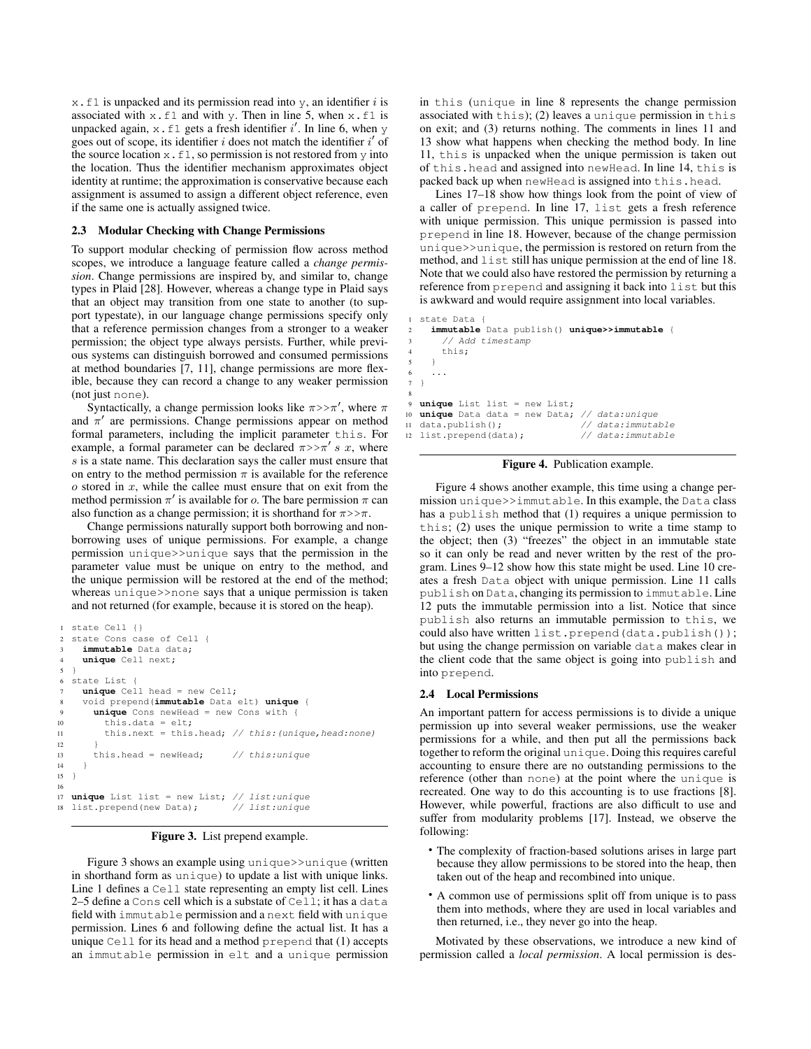x.f1 is unpacked and its permission read into y, an identifier $i$ is associated with x.f1 and with y. Then in line 5, when x.f1 is unpacked again, x.f1 gets a fresh identifier $i'$. In line 6, when y goes out of scope, its identifier $i$ does not match the identifier $i'$ of the source location x.f1, so permission is not restored from y into the location. Thus the identifier mechanism approximates object identity at runtime; the approximation is conservative because each assignment is assumed to assign a different object reference, even if the same one is actually assigned twice.

### 2.3 Modular Checking with Change Permissions

To support modular checking of permission flow across method scopes, we introduce a language feature called a *change permission*. Change permissions are inspired by, and similar to, change types in Plaid [28]. However, whereas a change type in Plaid says that an object may transition from one state to another (to support typestate), in our language change permissions specify only that a reference permission changes from a stronger to a weaker permission; the object type always persists. Further, while previous systems can distinguish borrowed and consumed permissions at method boundaries [7, 11], change permissions are more flexible, because they can record a change to any weaker permission (not just none).

Syntactically, a change permission looks like $\pi$>>$\pi'$, where $\pi$ and $\pi'$ are permissions. Change permissions appear on method formal parameters, including the implicit parameter this. For example, a formal parameter can be declared $\pi$>>$\pi'$ $s$ $x$, where $s$ is a state name. This declaration says the caller must ensure that on entry to the method permission $\pi$ is available for the reference $o$ stored in $x$, while the callee must ensure that on exit from the method permission $\pi'$ is available for $o$. The bare permission $\pi$ can also function as a change permission; it is shorthand for $\pi$>>$\pi$.

Change permissions naturally support both borrowing and non-borrowing uses of unique permissions. For example, a change permission unique>>unique says that the permission in the parameter value must be unique on entry to the method, and the unique permission will be restored at the end of the method; whereas unique>>none says that a unique permission is taken and not returned (for example, because it is stored on the heap).

```
1  state Cell {}
2  state Cons case of Cell {
3    immutable Data data;
4    unique Cell next;
5  }
6  state List {
7    unique Cell head = new Cell;
8    void prepend(immutable Data elt) unique {
9      unique Cons newHead = new Cons with {
10       this.data = elt;
11       this.next = this.head; // this:(unique,head:none)
12     }
13     this.head = newHead;     // this:unique
14   }
15 }
16
17 unique List list = new List; // list:unique
18 list.prepend(new Data);      // list:unique
```

**Figure 3.** List prepend example.

Figure 3 shows an example using unique>>unique (written in shorthand form as unique) to update a list with unique links. Line 1 defines a Cell state representing an empty list cell. Lines 2–5 define a Cons cell which is a substate of Cell; it has a data field with immutable permission and a next field with unique permission. Lines 6 and following define the actual list. It has a unique Cell for its head and a method prepend that (1) accepts an immutable permission in elt and a unique permission in this (unique in line 8 represents the change permission associated with this); (2) leaves a unique permission in this on exit; and (3) returns nothing. The comments in lines 11 and 13 show what happens when checking the method body. In line 11, this is unpacked when the unique permission is taken out of this.head and assigned into newHead. In line 14, this is packed back up when newHead is assigned into this.head.

Lines 17–18 show how things look from the point of view of a caller of prepend. In line 17, list gets a fresh reference with unique permission. This unique permission is passed into prepend in line 18. However, because of the change permission unique>>unique, the permission is restored on return from the method, and list still has unique permission at the end of line 18. Note that we could also have restored the permission by returning a reference from prepend and assigning it back into list but this is awkward and would require assignment into local variables.

```
1  state Data {
2    immutable Data publish() unique>>immutable {
3      // Add timestamp
4      this;
5    }
6    ...
7  }
8
9  unique List list = new List;
10 unique Data data = new Data; // data:unique
11 data.publish();              // data:immutable
12 list.prepend(data);          // data:immutable
```

**Figure 4.** Publication example.

Figure 4 shows another example, this time using a change permission unique>>immutable. In this example, the Data class has a publish method that (1) requires a unique permission to this; (2) uses the unique permission to write a time stamp to the object; then (3) "freezes" the object in an immutable state so it can only be read and never written by the rest of the program. Lines 9–12 show how this state might be used. Line 10 creates a fresh Data object with unique permission. Line 11 calls publish on Data, changing its permission to immutable. Line 12 puts the immutable permission into a list. Notice that since publish also returns an immutable permission to this, we could also have written list.prepend(data.publish()); but using the change permission on variable data makes clear in the client code that the same object is going into publish and into prepend.

### 2.4 Local Permissions

An important pattern for access permissions is to divide a unique permission up into several weaker permissions, use the weaker permissions for a while, and then put all the permissions back together to reform the original unique. Doing this requires careful accounting to ensure there are no outstanding permissions to the reference (other than none) at the point where the unique is recreated. One way to do this accounting is to use fractions [8]. However, while powerful, fractions are also difficult to use and suffer from modularity problems [17]. Instead, we observe the following:

- The complexity of fraction-based solutions arises in large part because they allow permissions to be stored into the heap, then taken out of the heap and recombined into unique.
- A common use of permissions split off from unique is to pass them into methods, where they are used in local variables and then returned, i.e., they never go into the heap.

Motivated by these observations, we introduce a new kind of permission called a *local permission*. A local permission is des-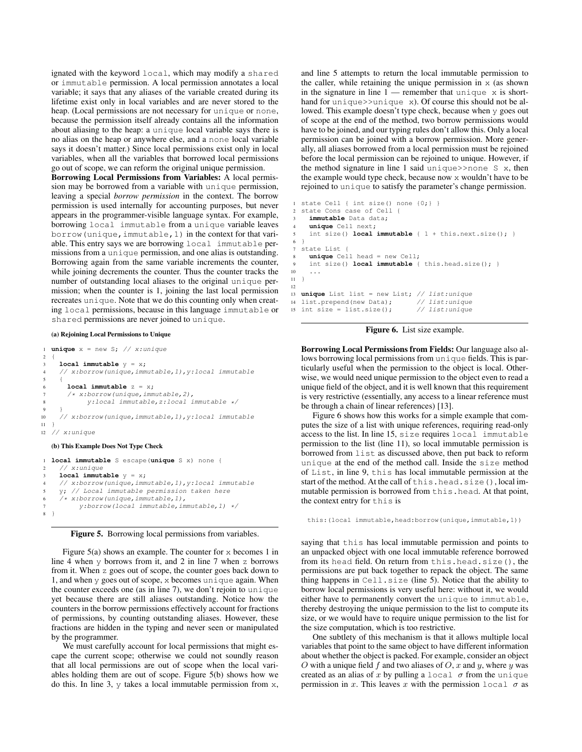ignated with the keyword `local`, which may modify a `shared` or `immutable` permission. A local permission annotates a local variable; it says that any aliases of the variable created during its lifetime exist only in local variables and are never stored to the heap. (Local permissions are not necessary for `unique` or `none`, because the permission itself already contains all the information about aliasing to the heap: a `unique` local variable says there is no alias on the heap or anywhere else, and a `none` local variable says it doesn't matter.) Since local permissions exist only in local variables, when all the variables that borrowed local permissions go out of scope, we can reform the original unique permission.

**Borrowing Local Permissions from Variables:** A local permission may be borrowed from a variable with `unique` permission, leaving a special *borrow permission* in the context. The borrow permission is used internally for accounting purposes, but never appears in the programmer-visible language syntax. For example, borrowing `local immutable` from a `unique` variable leaves `borrow(unique,immutable,1)` in the context for that variable. This entry says we are borrowing `local immutable` permissions from a `unique` permission, and one alias is outstanding. Borrowing again from the same variable increments the counter, while joining decrements the counter. Thus the counter tracks the number of outstanding local aliases to the original `unique` permission; when the counter is 1, joining the last local permission recreates `unique`. Note that we do this counting only when creating `local` permissions, because in this language `immutable` or `shared` permissions are never joined to `unique`.

**(a) Rejoining Local Permissions to Unique**

```
1  unique x = new S; // x:unique
2  {
3    local immutable y = x;
4    // x:borrow(unique,immutable,1),y:local immutable
5    {
6      local immutable z = x;
7      /* x:borrow(unique,immutable,2),
8           y:local immutable,z:local immutable */
9    }
10   // x:borrow(unique,immutable,1),y:local immutable
11 }
12 // x:unique
```

**(b) This Example Does Not Type Check**

```
1  local immutable S escape(unique S x) none {
2    // x:unique
3    local immutable y = x;
4    // x:borrow(unique,immutable,1),y:local immutable
5    y; // Local immutable permission taken here
6    /* x:borrow(unique,immutable,1),
7         y:borrow(local immutable,immutable,1) */
8  }
```

**Figure 5.** Borrowing local permissions from variables.

Figure 5(a) shows an example. The counter for `x` becomes 1 in line 4 when `y` borrows from it, and 2 in line 7 when `z` borrows from it. When `z` goes out of scope, the counter goes back down to 1, and when `y` goes out of scope, `x` becomes `unique` again. When the counter exceeds one (as in line 7), we don't rejoin to `unique` yet because there are still aliases outstanding. Notice how the counters in the borrow permissions effectively account for fractions of permissions, by counting outstanding aliases. However, these fractions are hidden in the typing and never seen or manipulated by the programmer.

We must carefully account for local permissions that might escape the current scope; otherwise we could not soundly reason that all local permissions are out of scope when the local variables holding them are out of scope. Figure 5(b) shows how we do this. In line 3, `y` takes a local immutable permission from `x`, and line 5 attempts to return the local immutable permission to the caller, while retaining the unique permission in `x` (as shown in the signature in line 1 — remember that `unique x` is shorthand for `unique>>unique x`). Of course this should not be allowed. This example doesn't type check, because when `y` goes out of scope at the end of the method, two borrow permissions would have to be joined, and our typing rules don't allow this. Only a local permission can be joined with a borrow permission. More generally, all aliases borrowed from a local permission must be rejoined before the local permission can be rejoined to unique. However, if the method signature in line 1 said `unique>>none S x`, then the example would type check, because now `x` wouldn't have to be rejoined to `unique` to satisfy the parameter's change permission.

```
1  state Cell { int size() none {0;} }
2  state Cons case of Cell {
3    immutable Data data;
4    unique Cell next;
5    int size() local immutable { 1 + this.next.size(); }
6  }
7  state List {
8    unique Cell head = new Cell;
9    int size() local immutable { this.head.size(); }
10   ...
11 }
12
13 unique List list = new List; // list:unique
14 list.prepend(new Data);      // list:unique
15 int size = list.size();      // list:unique
```

**Figure 6.** List size example.

**Borrowing Local Permissions from Fields:** Our language also allows borrowing local permissions from `unique` fields. This is particularly useful when the permission to the object is local. Otherwise, we would need unique permission to the object even to read a unique field of the object, and it is well known that this requirement is very restrictive (essentially, any access to a linear reference must be through a chain of linear references) [13].

Figure 6 shows how this works for a simple example that computes the size of a list with unique references, requiring read-only access to the list. In line 15, `size` requires `local immutable` permission to the list (line 11), so local immutable permission is borrowed from `list` as discussed above, then put back to reform `unique` at the end of the method call. Inside the `size` method of `List`, in line 9, `this` has local immutable permission at the start of the method. At the call of `this.head.size()`, local immutable permission is borrowed from `this.head`. At that point, the context entry for `this` is

```
this:(local immutable,head:borrow(unique,immutable,1))
```

saying that `this` has local immutable permission and points to an unpacked object with one local immutable reference borrowed from its `head` field. On return from `this.head.size()`, the permissions are put back together to repack the object. The same thing happens in `Cell.size` (line 5). Notice that the ability to borrow local permissions is very useful here: without it, we would either have to permanently convert the `unique` to `immutable`, thereby destroying the unique permission to the list to compute its size, or we would have to require unique permission to the list for the size computation, which is too restrictive.

One subtlety of this mechanism is that it allows multiple local variables that point to the same object to have different information about whether the object is packed. For example, consider an object $O$ with a unique field $f$ and two aliases of $O$, $x$ and $y$, where $y$ was created as an alias of $x$ by pulling a `local` $\sigma$ from the `unique` permission in $x$. This leaves $x$ with the permission `local` $\sigma$ as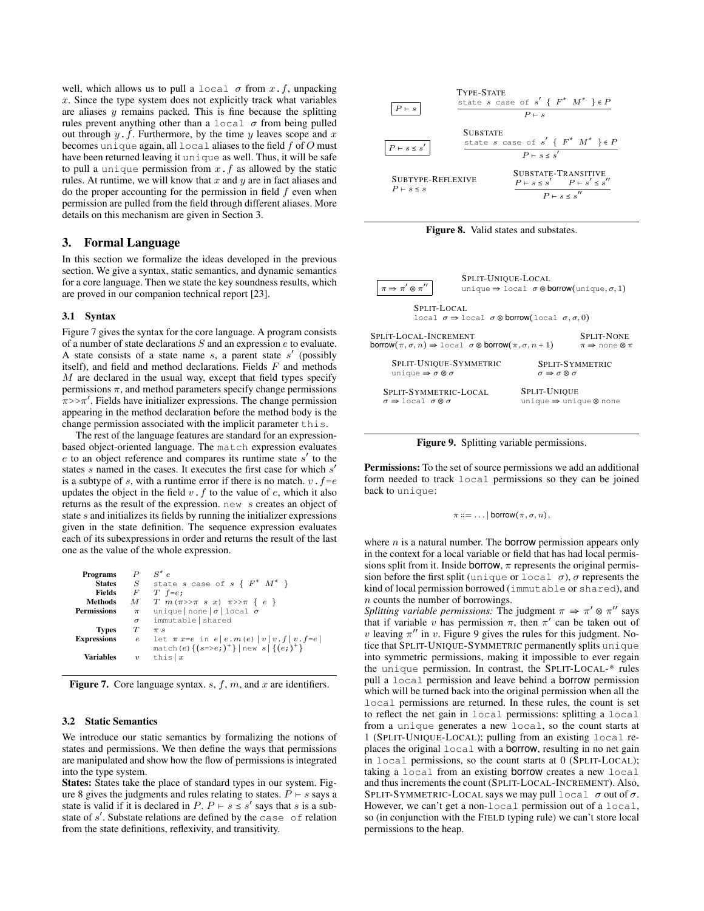well, which allows us to pull a `local` $\sigma$ from $x.f$, unpacking $x$. Since the type system does not explicitly track what variables are aliases $y$ remains packed. This is fine because the splitting rules prevent anything other than a `local` $\sigma$ from being pulled out through $y.f$. Furthermore, by the time $y$ leaves scope and $x$ becomes `unique` again, all `local` aliases to the field $f$ of $O$ must have been returned leaving it `unique` as well. Thus, it will be safe to pull a `unique` permission from $x.f$ as allowed by the static rules. At runtime, we will know that $x$ and $y$ are in fact aliases and do the proper accounting for the permission in field $f$ even when permission are pulled from the field through different aliases. More details on this mechanism are given in Section 3.

## 3. Formal Language

In this section we formalize the ideas developed in the previous section. We give a syntax, static semantics, and dynamic semantics for a core language. Then we state the key soundness results, which are proved in our companion technical report [23].

### 3.1 Syntax

Figure 7 gives the syntax for the core language. A program consists of a number of state declarations $S$ and an expression $e$ to evaluate. A state consists of a state name $s$, a parent state $s'$ (possibly itself), and field and method declarations. Fields $F$ and methods $M$ are declared in the usual way, except that field types specify permissions $\pi$, and method parameters specify change permissions $\pi{>>}\pi'$. Fields have initializer expressions. The change permission appearing in the method declaration before the method body is the change permission associated with the implicit parameter `this`.

The rest of the language features are standard for an expression-based object-oriented language. The `match` expression evaluates $e$ to an object reference and compares its runtime state $s'$ to the states $s$ named in the cases. It executes the first case for which $s'$ is a subtype of $s$, with a runtime error if there is no match. $v.f{=}e$ updates the object in the field $v.f$ to the value of $e$, which it also returns as the result of the expression. `new` $s$ creates an object of state $s$ and initializes its fields by running the initializer expressions given in the state definition. The sequence expression evaluates each of its subexpressions in order and returns the result of the last one as the value of the whole expression.

| | | |
|---|---|---|
| **Programs** | $P$ | $S^*\ e$ |
| **States** | $S$ | `state` $s$ `case of` $s$ `{` $F^*\ M^*$ `}` |
| **Fields** | $F$ | $T\ f{=}e;$ |
| **Methods** | $M$ | $T\ m(\pi{>>}\pi\ s\ x)\ \pi{>>}\pi$ `{` $e$ `}` |
| **Permissions** | $\pi$ | `unique` \| `none` \| $\sigma$ \| `local` $\sigma$ |
| | $\sigma$ | `immutable` \| `shared` |
| **Types** | $T$ | $\pi\ s$ |
| **Expressions** | $e$ | `let` $\pi\ x{=}e$ `in` $e$ \| $e.m(e)$ \| $v$ \| $v.f$ \| $v.f{=}e$ \| `match`$(e)\{(s{=}{>}e;)^+\}$ \| `new` $s$ \| $\{(e;)^+\}$ |
| **Variables** | $v$ | `this` \| $x$ |

**Figure 7.** Core language syntax. $s$, $f$, $m$, and $x$ are identifiers.

### 3.2 Static Semantics

We introduce our static semantics by formalizing the notions of states and permissions. We then define the ways that permissions are manipulated and show how the flow of permissions is integrated into the type system.

**States:** States take the place of standard types in our system. Figure 8 gives the judgments and rules relating to states. $P \vdash s$ says a state is valid if it is declared in $P$. $P \vdash s \le s'$ says that $s$ is a substate of $s'$. Substate relations are defined by the `case of` relation from the state definitions, reflexivity, and transitivity.

Judgment: $\boxed{P \vdash s}$

TYPE-STATE
$$\frac{\texttt{state } s \texttt{ case of } s' \ \{\ F^*\ M^*\ \} \in P}{P \vdash s}$$

Judgment: $\boxed{P \vdash s \le s'}$

SUBSTATE
$$\frac{\texttt{state } s \texttt{ case of } s' \ \{\ F^*\ M^*\ \} \in P}{P \vdash s \le s'}$$

SUBTYPE-REFLEXIVE
$$P \vdash s \le s$$

SUBSTATE-TRANSITIVE
$$\frac{P \vdash s \le s' \qquad P \vdash s' \le s''}{P \vdash s \le s''}$$

**Figure 8.** Valid states and substates.

Judgment: $\boxed{\pi \Rrightarrow \pi' \otimes \pi''}$

SPLIT-UNIQUE-LOCAL
$$\texttt{unique} \Rrightarrow \texttt{local}\ \sigma \otimes \mathsf{borrow}(\texttt{unique}, \sigma, 1)$$

SPLIT-LOCAL
$$\texttt{local}\ \sigma \Rrightarrow \texttt{local}\ \sigma \otimes \mathsf{borrow}(\texttt{local}\ \sigma, \sigma, 0)$$

SPLIT-LOCAL-INCREMENT
$$\mathsf{borrow}(\pi, \sigma, n) \Rrightarrow \texttt{local}\ \sigma \otimes \mathsf{borrow}(\pi, \sigma, n+1)$$

SPLIT-NONE
$$\pi \Rrightarrow \texttt{none} \otimes \pi$$

SPLIT-UNIQUE-SYMMETRIC
$$\texttt{unique} \Rrightarrow \sigma \otimes \sigma$$

SPLIT-SYMMETRIC
$$\sigma \Rrightarrow \sigma \otimes \sigma$$

SPLIT-SYMMETRIC-LOCAL
$$\sigma \Rrightarrow \texttt{local}\ \sigma \otimes \sigma$$

SPLIT-UNIQUE
$$\texttt{unique} \Rrightarrow \texttt{unique} \otimes \texttt{none}$$

**Figure 9.** Splitting variable permissions.

**Permissions:** To the set of source permissions we add an additional form needed to track `local` permissions so they can be joined back to `unique`:

$$\pi ::= \ldots \mid \mathsf{borrow}(\pi, \sigma, n),$$

where $n$ is a natural number. The borrow permission appears only in the context for a local variable or field that has had local permissions split from it. Inside borrow, $\pi$ represents the original permission before the first split (`unique` or `local` $\sigma$), $\sigma$ represents the kind of local permission borrowed (`immutable` or `shared`), and $n$ counts the number of borrowings.

*Splitting variable permissions:* The judgment $\pi \Rrightarrow \pi' \otimes \pi''$ says that if variable $v$ has permission $\pi$, then $\pi'$ can be taken out of $v$ leaving $\pi''$ in $v$. Figure 9 gives the rules for this judgment. Notice that SPLIT-UNIQUE-SYMMETRIC permanently splits `unique` into symmetric permissions, making it impossible to ever regain the `unique` permission. In contrast, the SPLIT-LOCAL-* rules pull a `local` permission and leave behind a borrow permission which will be turned back into the original permission when all the `local` permissions are returned. In these rules, the count is set to reflect the net gain in `local` permissions: splitting a `local` from a `unique` generates a new `local`, so the count starts at 1 (SPLIT-UNIQUE-LOCAL); pulling from an existing `local` replaces the original `local` with a borrow, resulting in no net gain in `local` permissions, so the count starts at 0 (SPLIT-LOCAL); taking a `local` from an existing borrow creates a new `local` and thus increments the count (SPLIT-LOCAL-INCREMENT). Also, SPLIT-SYMMETRIC-LOCAL says we may pull `local` $\sigma$ out of $\sigma$. However, we can't get a non-`local` permission out of a `local`, so (in conjunction with the FIELD typing rule) we can't store local permissions to the heap.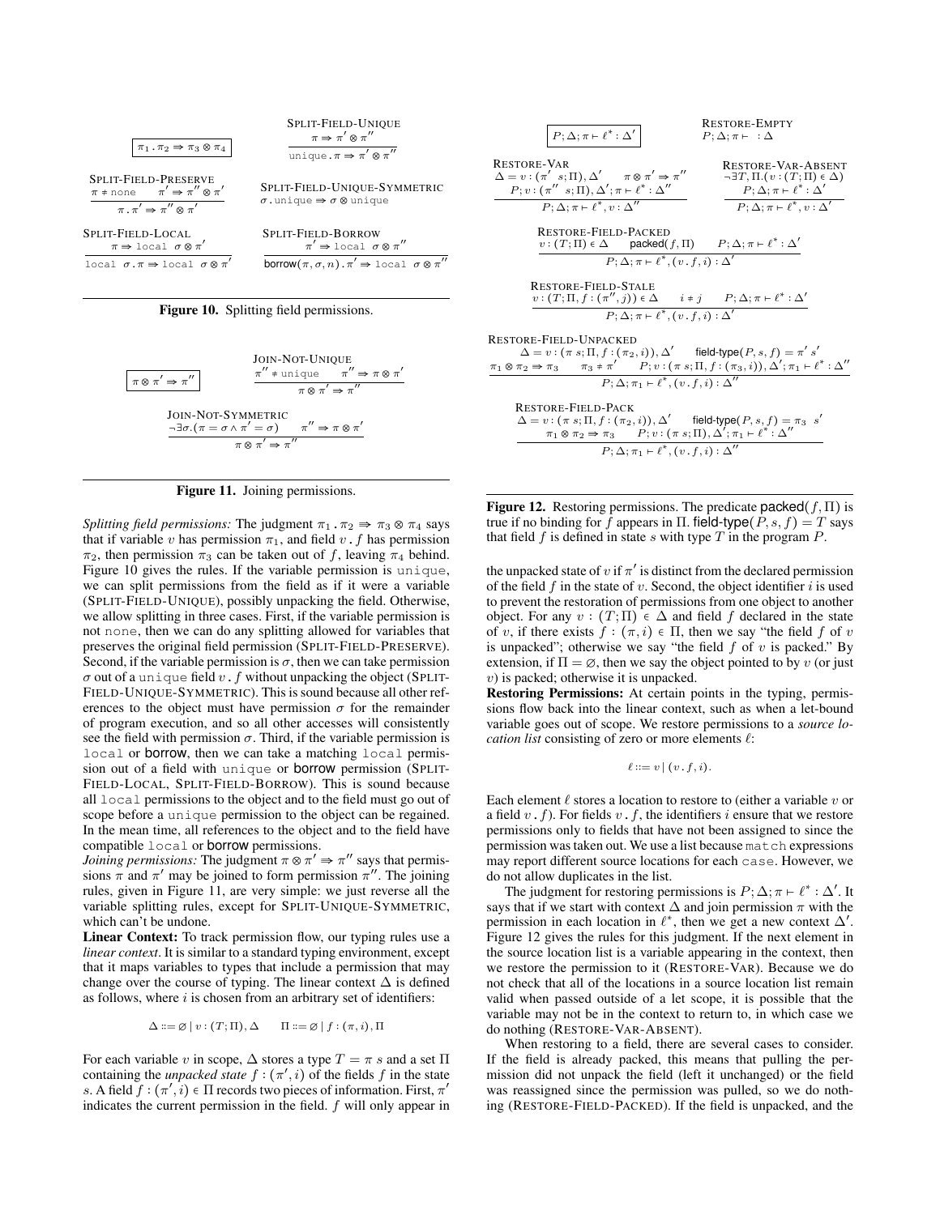$$\boxed{\pi_1 . \pi_2 \Rightarrow \pi_3 \otimes \pi_4}$$

SPLIT-FIELD-UNIQUE
$$\frac{\pi \Rightarrow \pi' \otimes \pi''}{\texttt{unique}.\pi \Rightarrow \pi' \otimes \pi''}$$

SPLIT-FIELD-PRESERVE
$$\frac{\pi \neq \texttt{none} \qquad \pi' \Rightarrow \pi'' \otimes \pi'}{\pi . \pi' \Rightarrow \pi'' \otimes \pi'}$$

SPLIT-FIELD-UNIQUE-SYMMETRIC
$$\sigma.\texttt{unique} \Rightarrow \sigma \otimes \texttt{unique}$$

SPLIT-FIELD-LOCAL
$$\frac{\pi \Rightarrow \texttt{local}\ \sigma \otimes \pi'}{\texttt{local}\ \sigma.\pi \Rightarrow \texttt{local}\ \sigma \otimes \pi'}$$

SPLIT-FIELD-BORROW
$$\frac{\pi' \Rightarrow \texttt{local}\ \sigma \otimes \pi''}{\textsf{borrow}(\pi, \sigma, n).\pi' \Rightarrow \texttt{local}\ \sigma \otimes \pi''}$$

**Figure 10.** Splitting field permissions.

$$\boxed{\pi \otimes \pi' \Rightarrow \pi''}$$

JOIN-NOT-UNIQUE
$$\frac{\pi'' \neq \texttt{unique} \qquad \pi'' \Rightarrow \pi \otimes \pi'}{\pi \otimes \pi' \Rightarrow \pi''}$$

JOIN-NOT-SYMMETRIC
$$\frac{\neg\exists\sigma.(\pi = \sigma \wedge \pi' = \sigma) \qquad \pi'' \Rightarrow \pi \otimes \pi'}{\pi \otimes \pi' \Rightarrow \pi''}$$

**Figure 11.** Joining permissions.

*Splitting field permissions:* The judgment $\pi_1 . \pi_2 \Rightarrow \pi_3 \otimes \pi_4$ says that if variable $v$ has permission $\pi_1$, and field $v.f$ has permission $\pi_2$, then permission $\pi_3$ can be taken out of $f$, leaving $\pi_4$ behind. Figure 10 gives the rules. If the variable permission is `unique`, we can split permissions from the field as if it were a variable (SPLIT-FIELD-UNIQUE), possibly unpacking the field. Otherwise, we allow splitting in three cases. First, if the variable permission is not `none`, then we can do any splitting allowed for variables that preserves the original field permission (SPLIT-FIELD-PRESERVE). Second, if the variable permission is $\sigma$, then we can take permission $\sigma$ out of a `unique` field $v.f$ without unpacking the object (SPLIT-FIELD-UNIQUE-SYMMETRIC). This is sound because all other references to the object must have permission $\sigma$ for the remainder of program execution, and so all other accesses will consistently see the field with permission $\sigma$. Third, if the variable permission is `local` or **borrow**, then we can take a matching `local` permission out of a field with `unique` or **borrow** permission (SPLIT-FIELD-LOCAL, SPLIT-FIELD-BORROW). This is sound because all `local` permissions to the object and to the field must go out of scope before a `unique` permission to the object can be regained. In the mean time, all references to the object and to the field have compatible `local` or **borrow** permissions.

*Joining permissions:* The judgment $\pi \otimes \pi' \Rightarrow \pi''$ says that permissions $\pi$ and $\pi'$ may be joined to form permission $\pi''$. The joining rules, given in Figure 11, are very simple: we just reverse all the variable splitting rules, except for SPLIT-UNIQUE-SYMMETRIC, which can't be undone.

**Linear Context:** To track permission flow, our typing rules use a *linear context*. It is similar to a standard typing environment, except that it maps variables to types that include a permission that may change over the course of typing. The linear context $\Delta$ is defined as follows, where $i$ is chosen from an arbitrary set of identifiers:

$$\Delta ::= \varnothing \mid v : (T; \Pi), \Delta \qquad \Pi ::= \varnothing \mid f : (\pi, i), \Pi$$

For each variable $v$ in scope, $\Delta$ stores a type $T = \pi\ s$ and a set $\Pi$ containing the *unpacked state* $f : (\pi', i)$ of the fields $f$ in the state $s$. A field $f : (\pi', i) \in \Pi$ records two pieces of information. First, $\pi'$ indicates the current permission in the field. $f$ will only appear in the unpacked state of $v$ if $\pi'$ is distinct from the declared permission of the field $f$ in the state of $v$. Second, the object identifier $i$ is used to prevent the restoration of permissions from one object to another object. For any $v : (T; \Pi) \in \Delta$ and field $f$ declared in the state of $v$, if there exists $f : (\pi, i) \in \Pi$, then we say "the field $f$ of $v$ is unpacked"; otherwise we say "the field $f$ of $v$ is packed." By extension, if $\Pi = \varnothing$, then we say the object pointed to by $v$ (or just $v$) is packed; otherwise it is unpacked.

**Restoring Permissions:** At certain points in the typing, permissions flow back into the linear context, such as when a let-bound variable goes out of scope. We restore permissions to a *source location list* consisting of zero or more elements $\ell$:

$$\ell ::= v \mid (v.f, i).$$

Each element $\ell$ stores a location to restore to (either a variable $v$ or a field $v.f$). For fields $v.f$, the identifiers $i$ ensure that we restore permissions only to fields that have not been assigned to since the permission was taken out. We use a list because `match` expressions may report different source locations for each `case`. However, we do not allow duplicates in the list.

The judgment for restoring permissions is $P; \Delta; \pi \vdash \ell^* : \Delta'$. It says that if we start with context $\Delta$ and join permission $\pi$ with the permission in each location in $\ell^*$, then we get a new context $\Delta'$. Figure 12 gives the rules for this judgment. If the next element in the source location list is a variable appearing in the context, then we restore the permission to it (RESTORE-VAR). Because we do not check that all of the locations in a source location list remain valid when passed outside of a let scope, it is possible that the variable may not be in the context to return to, in which case we do nothing (RESTORE-VAR-ABSENT).

When restoring to a field, there are several cases to consider. If the field is already packed, this means that pulling the permission did not unpack the field (left it unchanged) or the field was reassigned since the permission was pulled, so we do nothing (RESTORE-FIELD-PACKED). If the field is unpacked, and the

$$\boxed{P; \Delta; \pi \vdash \ell^* : \Delta'}$$

RESTORE-EMPTY
$$P; \Delta; \pi \vdash \ : \Delta$$

RESTORE-VAR
$$\frac{\Delta = v : (\pi'\ s; \Pi), \Delta' \qquad \pi \otimes \pi' \Rightarrow \pi'' \qquad P; v : (\pi''\ s; \Pi), \Delta'; \pi \vdash \ell^* : \Delta''}{P; \Delta; \pi \vdash \ell^*, v : \Delta''}$$

RESTORE-VAR-ABSENT
$$\frac{\neg\exists T, \Pi.(v : (T; \Pi) \in \Delta) \qquad P; \Delta; \pi \vdash \ell^* : \Delta'}{P; \Delta; \pi \vdash \ell^*, v : \Delta'}$$

RESTORE-FIELD-PACKED
$$\frac{v : (T; \Pi) \in \Delta \qquad \textsf{packed}(f, \Pi) \qquad P; \Delta; \pi \vdash \ell^* : \Delta'}{P; \Delta; \pi \vdash \ell^*, (v.f, i) : \Delta'}$$

RESTORE-FIELD-STALE
$$\frac{v : (T; \Pi, f : (\pi'', j)) \in \Delta \qquad i \neq j \qquad P; \Delta; \pi \vdash \ell^* : \Delta'}{P; \Delta; \pi \vdash \ell^*, (v.f, i) : \Delta'}$$

RESTORE-FIELD-UNPACKED
$$\frac{\begin{array}{c}\Delta = v : (\pi\ s; \Pi, f : (\pi_2, i)), \Delta' \qquad \textsf{field-type}(P, s, f) = \pi'\ s' \\ \pi_1 \otimes \pi_2 \Rightarrow \pi_3 \qquad \pi_3 \neq \pi' \qquad P; v : (\pi\ s; \Pi, f : (\pi_3, i)), \Delta'; \pi_1 \vdash \ell^* : \Delta''\end{array}}{P; \Delta; \pi_1 \vdash \ell^*, (v.f, i) : \Delta''}$$

RESTORE-FIELD-PACK
$$\frac{\begin{array}{c}\Delta = v : (\pi\ s; \Pi, f : (\pi_2, i)), \Delta' \qquad \textsf{field-type}(P, s, f) = \pi_3\ \ s' \\ \pi_1 \otimes \pi_2 \Rightarrow \pi_3 \qquad P; v : (\pi\ s; \Pi), \Delta'; \pi_1 \vdash \ell^* : \Delta''\end{array}}{P; \Delta; \pi_1 \vdash \ell^*, (v.f, i) : \Delta''}$$

**Figure 12.** Restoring permissions. The predicate $\textsf{packed}(f, \Pi)$ is true if no binding for $f$ appears in $\Pi$. $\textsf{field-type}(P, s, f) = T$ says that field $f$ is defined in state $s$ with type $T$ in the program $P$.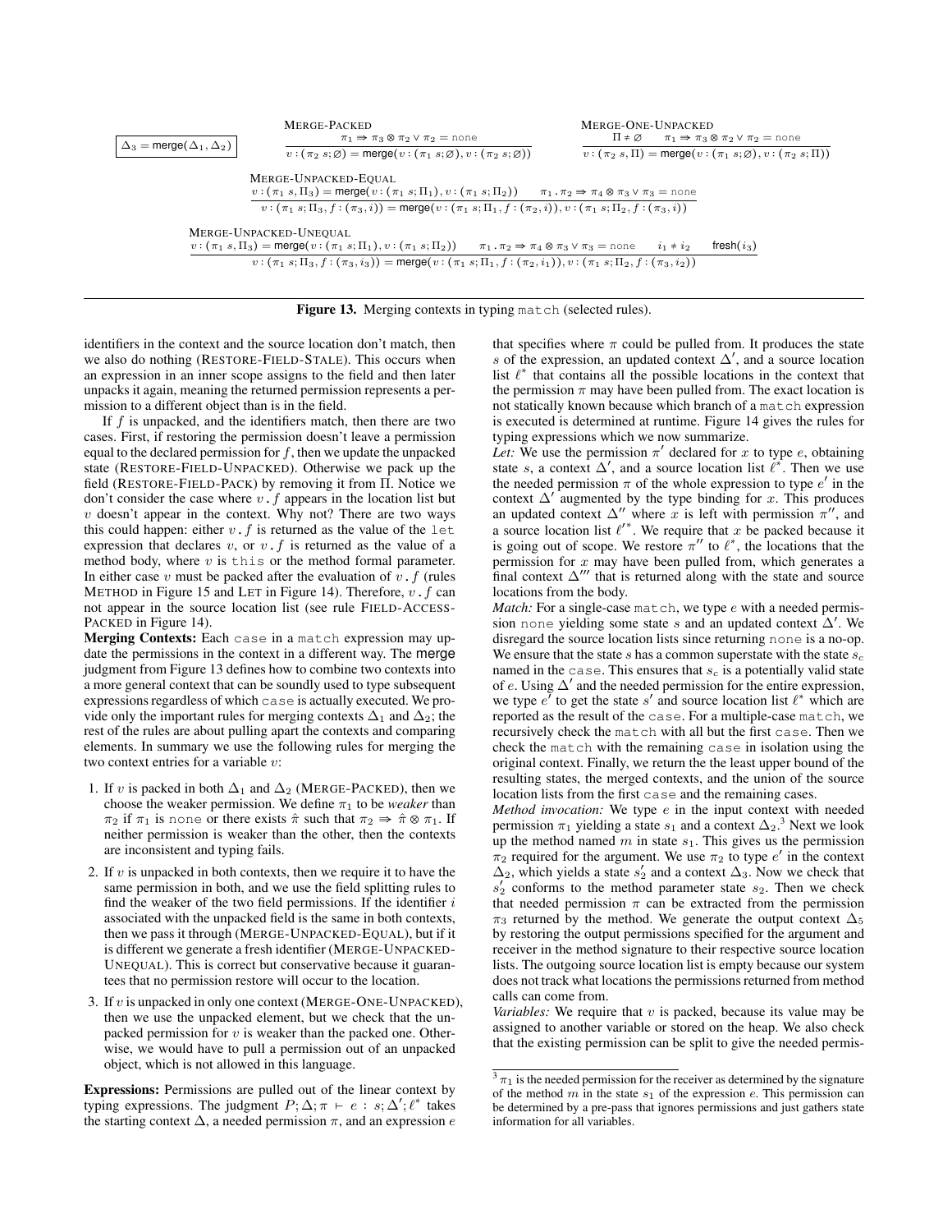$$\boxed{\Delta_3 = \mathsf{merge}(\Delta_1, \Delta_2)}$$

MERGE-PACKED

$$\frac{\pi_1 \Rightarrow \pi_3 \otimes \pi_2 \lor \pi_2 = \texttt{none}}{v : (\pi_2\ s; \varnothing) = \mathsf{merge}(v : (\pi_1\ s; \varnothing), v : (\pi_2\ s; \varnothing))}$$

MERGE-ONE-UNPACKED

$$\frac{\Pi \neq \varnothing \qquad \pi_1 \Rightarrow \pi_3 \otimes \pi_2 \lor \pi_2 = \texttt{none}}{v : (\pi_2\ s, \Pi) = \mathsf{merge}(v : (\pi_1\ s; \varnothing), v : (\pi_2\ s; \Pi))}$$

MERGE-UNPACKED-EQUAL

$$\frac{v : (\pi_1\ s, \Pi_3) = \mathsf{merge}(v : (\pi_1\ s; \Pi_1), v : (\pi_1\ s; \Pi_2)) \qquad \pi_1 \,.\, \pi_2 \Rightarrow \pi_4 \otimes \pi_3 \lor \pi_3 = \texttt{none}}{v : (\pi_1\ s; \Pi_3, f : (\pi_3, i)) = \mathsf{merge}(v : (\pi_1\ s; \Pi_1, f : (\pi_2, i)), v : (\pi_1\ s; \Pi_2, f : (\pi_3, i))}$$

MERGE-UNPACKED-UNEQUAL

$$\frac{v : (\pi_1\ s, \Pi_3) = \mathsf{merge}(v : (\pi_1\ s; \Pi_1), v : (\pi_1\ s; \Pi_2)) \qquad \pi_1 \,.\, \pi_2 \Rightarrow \pi_4 \otimes \pi_3 \lor \pi_3 = \texttt{none} \qquad i_1 \neq i_2 \qquad \mathsf{fresh}(i_3)}{v : (\pi_1\ s; \Pi_3, f : (\pi_3, i_3)) = \mathsf{merge}(v : (\pi_1\ s; \Pi_1, f : (\pi_2, i_1)), v : (\pi_1\ s; \Pi_2, f : (\pi_3, i_2))}$$

**Figure 13.** Merging contexts in typing `match` (selected rules).

identifiers in the context and the source location don't match, then we also do nothing (RESTORE-FIELD-STALE). This occurs when an expression in an inner scope assigns to the field and then later unpacks it again, meaning the returned permission represents a permission to a different object than is in the field.

If $f$ is unpacked, and the identifiers match, then there are two cases. First, if restoring the permission doesn't leave a permission equal to the declared permission for $f$, then we update the unpacked state (RESTORE-FIELD-UNPACKED). Otherwise we pack up the field (RESTORE-FIELD-PACK) by removing it from $\Pi$. Notice we don't consider the case where $v\,.\,f$ appears in the location list but $v$ doesn't appear in the context. Why not? There are two ways this could happen: either $v\,.\,f$ is returned as the value of the `let` expression that declares $v$, or $v\,.\,f$ is returned as the value of a method body, where $v$ is `this` or the method formal parameter. In either case $v$ must be packed after the evaluation of $v\,.\,f$ (rules METHOD in Figure 15 and LET in Figure 14). Therefore, $v\,.\,f$ can not appear in the source location list (see rule FIELD-ACCESS-PACKED in Figure 14).

**Merging Contexts:** Each `case` in a `match` expression may update the permissions in the context in a different way. The merge judgment from Figure 13 defines how to combine two contexts into a more general context that can be soundly used to type subsequent expressions regardless of which `case` is actually executed. We provide only the important rules for merging contexts $\Delta_1$ and $\Delta_2$; the rest of the rules are about pulling apart the contexts and comparing elements. In summary we use the following rules for merging the two context entries for a variable $v$:

1. If $v$ is packed in both $\Delta_1$ and $\Delta_2$ (MERGE-PACKED), then we choose the weaker permission. We define $\pi_1$ to be *weaker* than $\pi_2$ if $\pi_1$ is none or there exists $\hat{\pi}$ such that $\pi_2 \Rightarrow \hat{\pi} \otimes \pi_1$. If neither permission is weaker than the other, then the contexts are inconsistent and typing fails.
2. If $v$ is unpacked in both contexts, then we require it to have the same permission in both, and we use the field splitting rules to find the weaker of the two field permissions. If the identifier $i$ associated with the unpacked field is the same in both contexts, then we pass it through (MERGE-UNPACKED-EQUAL), but if it is different we generate a fresh identifier (MERGE-UNPACKED-UNEQUAL). This is correct but conservative because it guarantees that no permission restore will occur to the location.
3. If $v$ is unpacked in only one context (MERGE-ONE-UNPACKED), then we use the unpacked element, but we check that the unpacked permission for $v$ is weaker than the packed one. Otherwise, we would have to pull a permission out of an unpacked object, which is not allowed in this language.

**Expressions:** Permissions are pulled out of the linear context by typing expressions. The judgment $P; \Delta; \pi \vdash e : s; \Delta'; \ell^*$ takes the starting context $\Delta$, a needed permission $\pi$, and an expression $e$ that specifies where $\pi$ could be pulled from. It produces the state $s$ of the expression, an updated context $\Delta'$, and a source location list $\ell^*$ that contains all the possible locations in the context that the permission $\pi$ may have been pulled from. The exact location is not statically known because which branch of a `match` expression is executed is determined at runtime. Figure 14 gives the rules for typing expressions which we now summarize.

*Let:* We use the permission $\pi'$ declared for $x$ to type $e$, obtaining state $s$, a context $\Delta'$, and a source location list $\ell^*$. Then we use the needed permission $\pi$ of the whole expression to type $e'$ in the context $\Delta'$ augmented by the type binding for $x$. This produces an updated context $\Delta''$ where $x$ is left with permission $\pi''$, and a source location list $\ell'^*$. We require that $x$ be packed because it is going out of scope. We restore $\pi''$ to $\ell^*$, the locations that the permission for $x$ may have been pulled from, which generates a final context $\Delta'''$ that is returned along with the state and source locations from the body.

*Match:* For a single-case `match`, we type $e$ with a needed permission `none` yielding some state $s$ and an updated context $\Delta'$. We disregard the source location lists since returning `none` is a no-op. We ensure that the state $s$ has a common superstate with the state $s_c$ named in the `case`. This ensures that $s_c$ is a potentially valid state of $e$. Using $\Delta'$ and the needed permission for the entire expression, we type $e'$ to get the state $s'$ and source location list $\ell^*$ which are reported as the result of the `case`. For a multiple-case `match`, we recursively check the `match` with all but the first `case`. Then we check the `match` with the remaining `case` in isolation using the original context. Finally, we return the the least upper bound of the resulting states, the merged contexts, and the union of the source location lists from the first `case` and the remaining cases.

*Method invocation:* We type $e$ in the input context with needed permission $\pi_1$ yielding a state $s_1$ and a context $\Delta_2$.[3] Next we look up the method named $m$ in state $s_1$. This gives us the permission $\pi_2$ required for the argument. We use $\pi_2$ to type $e'$ in the context $\Delta_2$, which yields a state $s_2'$ and a context $\Delta_3$. Now we check that $s_2'$ conforms to the method parameter state $s_2$. Then we check that needed permission $\pi$ can be extracted from the permission $\pi_3$ returned by the method. We generate the output context $\Delta_5$ by restoring the output permissions specified for the argument and receiver in the method signature to their respective source location lists. The outgoing source location list is empty because our system does not track what locations the permissions returned from method calls can come from.

*Variables:* We require that $v$ is packed, because its value may be assigned to another variable or stored on the heap. We also check that the existing permission can be split to give the needed permis-

[3] $\pi_1$ is the needed permission for the receiver as determined by the signature of the method $m$ in the state $s_1$ of the expression $e$. This permission can be determined by a pre-pass that ignores permissions and just gathers state information for all variables.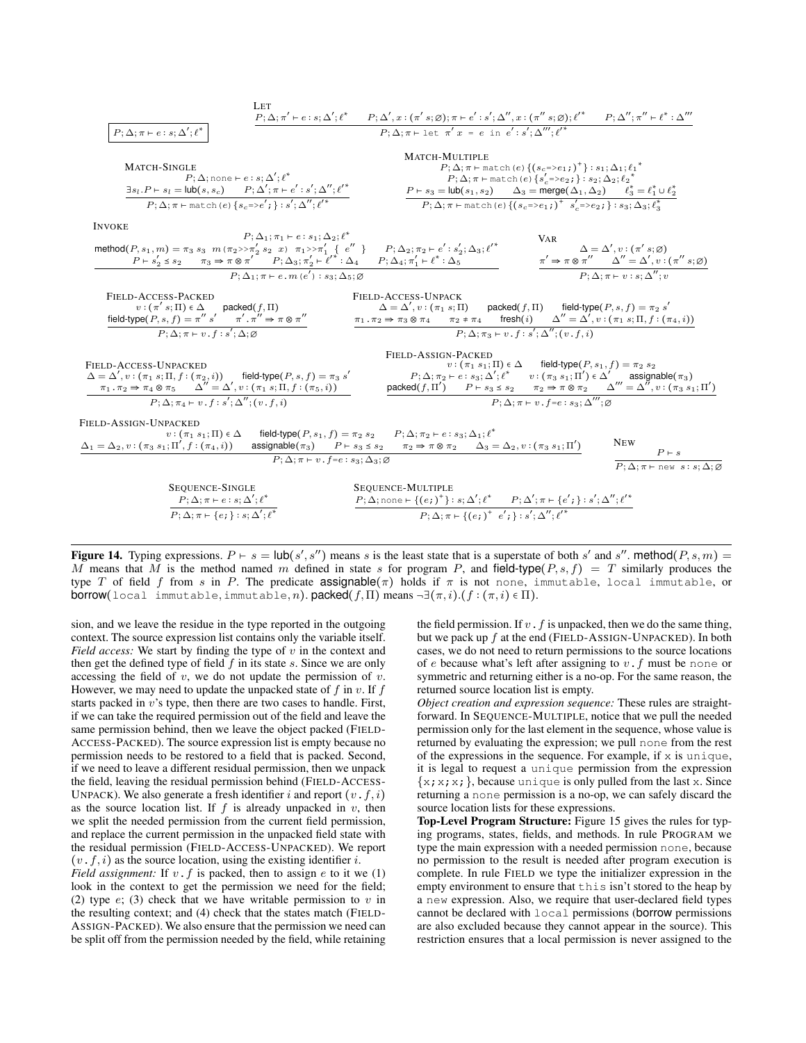**LET**

$$\frac{P;\Delta;\pi' \vdash e : s;\Delta';\ell^* \qquad P;\Delta',x:(\pi'\ s;\varnothing);\pi \vdash e' : s';\Delta'',x:(\pi''\ s;\varnothing);\ell'^* \qquad P;\Delta'';\pi'' \vdash \ell^* : \Delta'''}{P;\Delta;\pi \vdash \texttt{let}\ \pi'\ x\ \texttt{=}\ e\ \texttt{in}\ e' : s';\Delta''';\ell'^*}$$

$\boxed{P;\Delta;\pi \vdash e : s;\Delta';\ell^*}$

**MATCH-SINGLE**

$$\frac{P;\Delta;\texttt{none} \vdash e : s;\Delta';\ell^* \qquad \exists s_l . P \vdash s_l = \mathsf{lub}(s,s_c) \qquad P;\Delta';\pi \vdash e' : s';\Delta'';\ell'^*}{P;\Delta;\pi \vdash \texttt{match}\,(e)\,\{s_c\texttt{=>}e'\texttt{;}\} : s';\Delta'';\ell'^*}$$

**MATCH-MULTIPLE**

$$\frac{\begin{array}{c}P;\Delta;\pi \vdash \texttt{match}\,(e)\,\{(s_c\texttt{=>}e_1\texttt{;})^+\} : s_1;\Delta_1;\ell_1{}^* \\ P;\Delta;\pi \vdash \texttt{match}\,(e)\,\{s_c'\texttt{=>}e_2\texttt{;}\} : s_2;\Delta_2;\ell_2{}^* \\ P \vdash s_3 = \mathsf{lub}(s_1,s_2) \qquad \Delta_3 = \mathsf{merge}(\Delta_1,\Delta_2) \qquad \ell_3^* = \ell_1^* \cup \ell_2^*\end{array}}{P;\Delta;\pi \vdash \texttt{match}\,(e)\,\{(s_c\texttt{=>}e_1\texttt{;})^+\ s_c'\texttt{=>}e_2\texttt{;}\} : s_3;\Delta_3;\ell_3^*}$$

**INVOKE**

$$\frac{\begin{array}{c}P;\Delta_1;\pi_1 \vdash e : s_1;\Delta_2;\ell^* \\ \mathsf{method}(P,s_1,m) = \pi_3\ s_3\ \ m\,(\pi_2\texttt{>>}\pi_2'\ s_2\ \ x)\ \ \pi_1\texttt{>>}\pi_1'\ \{\ e''\ \} \qquad P;\Delta_2;\pi_2 \vdash e' : s_2';\Delta_3;\ell'^* \\ P \vdash s_2' \leq s_2 \qquad \pi_3 \Rightarrow \pi \otimes \pi' \qquad P;\Delta_3;\pi_2' \vdash \ell'^* : \Delta_4 \qquad P;\Delta_4;\pi_1' \vdash \ell^* : \Delta_5\end{array}}{P;\Delta_1;\pi \vdash e\,.\,m\,(e') : s_3;\Delta_5;\varnothing}$$

**VAR**

$$\frac{\Delta = \Delta', v:(\pi'\ s;\varnothing) \qquad \pi' \Rightarrow \pi \otimes \pi'' \qquad \Delta'' = \Delta', v:(\pi''\ s;\varnothing)}{P;\Delta;\pi \vdash v : s;\Delta'';v}$$

**FIELD-ACCESS-PACKED**

$$\frac{v:(\pi'\ s;\Pi) \in \Delta \qquad \mathsf{packed}(f,\Pi) \qquad \mathsf{field\text{-}type}(P,s,f) = \pi''\ s' \qquad \pi'.\pi'' \Rightarrow \pi \otimes \pi''}{P;\Delta;\pi \vdash v\,.\,f : s';\Delta;\varnothing}$$

**FIELD-ACCESS-UNPACK**

$$\frac{\begin{array}{c}\Delta = \Delta', v:(\pi_1\ s;\Pi) \qquad \mathsf{packed}(f,\Pi) \qquad \mathsf{field\text{-}type}(P,s,f) = \pi_2\ s' \\ \pi_1.\pi_2 \Rightarrow \pi_3 \otimes \pi_4 \qquad \pi_2 \neq \pi_4 \qquad \mathsf{fresh}(i) \qquad \Delta'' = \Delta', v:(\pi_1\ s;\Pi, f:(\pi_4,i))\end{array}}{P;\Delta;\pi_3 \vdash v\,.\,f : s';\Delta'';(v\,.\,f,i)}$$

**FIELD-ACCESS-UNPACKED**

$$\frac{\begin{array}{c}\Delta = \Delta', v:(\pi_1\ s;\Pi, f:(\pi_2,i)) \qquad \mathsf{field\text{-}type}(P,s,f) = \pi_3\ s' \\ \pi_1.\pi_2 \Rightarrow \pi_4 \otimes \pi_5 \qquad \Delta'' = \Delta', v:(\pi_1\ s;\Pi, f:(\pi_5,i))\end{array}}{P;\Delta;\pi_4 \vdash v\,.\,f : s';\Delta'';(v\,.\,f,i)}$$

**FIELD-ASSIGN-PACKED**

$$\frac{\begin{array}{c}v:(\pi_1\ s_1;\Pi) \in \Delta \qquad \mathsf{field\text{-}type}(P,s_1,f) = \pi_2\ s_2 \\ P;\Delta;\pi_2 \vdash e : s_3;\Delta';\ell^* \qquad v:(\pi_3\ s_1;\Pi') \in \Delta' \qquad \mathsf{assignable}(\pi_3) \\ \mathsf{packed}(f,\Pi') \qquad P \vdash s_3 \leq s_2 \qquad \pi_2 \Rightarrow \pi \otimes \pi_2 \qquad \Delta''' = \Delta'', v:(\pi_3\ s_1;\Pi')\end{array}}{P;\Delta;\pi \vdash v\,.\,f\texttt{=}e : s_3;\Delta''';\varnothing}$$

**FIELD-ASSIGN-UNPACKED**

$$\frac{\begin{array}{c}v:(\pi_1\ s_1;\Pi) \in \Delta \qquad \mathsf{field\text{-}type}(P,s_1,f) = \pi_2\ s_2 \qquad P;\Delta;\pi_2 \vdash e : s_3;\Delta_1;\ell^* \\ \Delta_1 = \Delta_2, v:(\pi_3\ s_1;\Pi', f:(\pi_4,i)) \qquad \mathsf{assignable}(\pi_3) \qquad P \vdash s_3 \leq s_2 \qquad \pi_2 \Rightarrow \pi \otimes \pi_2 \qquad \Delta_3 = \Delta_2, v:(\pi_3\ s_1;\Pi')\end{array}}{P;\Delta;\pi \vdash v\,.\,f\texttt{=}e : s_3;\Delta_3;\varnothing}$$

**NEW**

$$\frac{P \vdash s}{P;\Delta;\pi \vdash \texttt{new}\ \ s : s;\Delta;\varnothing}$$

**SEQUENCE-SINGLE**

$$\frac{P;\Delta;\pi \vdash e : s;\Delta';\ell^*}{P;\Delta;\pi \vdash \{e\texttt{;}\} : s;\Delta';\ell^*}$$

**SEQUENCE-MULTIPLE**

$$\frac{P;\Delta;\texttt{none} \vdash \{(e\texttt{;})^+\} : s;\Delta';\ell^* \qquad P;\Delta';\pi \vdash \{e'\texttt{;}\} : s';\Delta'';\ell'^*}{P;\Delta;\pi \vdash \{(e\texttt{;})^+\ \ e'\texttt{;}\} : s';\Delta'';\ell'^*}$$

**Figure 14.** Typing expressions. $P \vdash s = \mathsf{lub}(s', s'')$ means $s$ is the least state that is a superstate of both $s'$ and $s''$. $\mathsf{method}(P, s, m) = M$ means that $M$ is the method named $m$ defined in state $s$ for program $P$, and $\mathsf{field\text{-}type}(P, s, f) = T$ similarly produces the type $T$ of field $f$ from $s$ in $P$. The predicate $\mathsf{assignable}(\pi)$ holds if $\pi$ is not `none`, `immutable`, `local immutable`, or `borrow(local immutable, immutable,` $n$`)`. $\mathsf{packed}(f, \Pi)$ means $\neg\exists(\pi, i).(f : (\pi, i) \in \Pi)$.

sion, and we leave the residue in the type reported in the outgoing context. The source expression list contains only the variable itself.

*Field access:* We start by finding the type of $v$ in the context and then get the defined type of field $f$ in its state $s$. Since we are only accessing the field of $v$, we do not update the permission of $v$. However, we may need to update the unpacked state of $f$ in $v$. If $f$ starts packed in $v$'s type, then there are two cases to handle. First, if we can take the required permission out of the field and leave the same permission behind, then we leave the object packed (FIELD-ACCESS-PACKED). The source expression list is empty because no permission needs to be restored to a field that is packed. Second, if we need to leave a different residual permission, then we unpack the field, leaving the residual permission behind (FIELD-ACCESS-UNPACK). We also generate a fresh identifier $i$ and report $(v\,.\,f, i)$ as the source location list. If $f$ is already unpacked in $v$, then we split the needed permission from the current field permission, and replace the current permission in the unpacked field state with the residual permission (FIELD-ACCESS-UNPACKED). We report $(v\,.\,f, i)$ as the source location, using the existing identifier $i$.

*Field assignment:* If $v\,.\,f$ is packed, then to assign $e$ to it we (1) look in the context to get the permission we need for the field; (2) type $e$; (3) check that we have writable permission to $v$ in the resulting context; and (4) check that the states match (FIELD-ASSIGN-PACKED). We also ensure that the permission we need can be split off from the permission needed by the field, while retaining the field permission. If $v\,.\,f$ is unpacked, then we do the same thing, but we pack up $f$ at the end (FIELD-ASSIGN-UNPACKED). In both cases, we do not need to return permissions to the source locations of $e$ because what's left after assigning to $v\,.\,f$ must be `none` or symmetric and returning either is a no-op. For the same reason, the returned source location list is empty.

*Object creation and expression sequence:* These rules are straightforward. In SEQUENCE-MULTIPLE, notice that we pull the needed permission only for the last element in the sequence, whose value is returned by evaluating the expression; we pull `none` from the rest of the expressions in the sequence. For example, if `x` is `unique`, it is legal to request a `unique` permission from the expression `{x;x;x;}`, because `unique` is only pulled from the last `x`. Since returning a `none` permission is a no-op, we can safely discard the source location lists for these expressions.

**Top-Level Program Structure:** Figure 15 gives the rules for typing programs, states, fields, and methods. In rule PROGRAM we type the main expression with a needed permission `none`, because no permission to the result is needed after program execution is complete. In rule FIELD we type the initializer expression in the empty environment to ensure that `this` isn't stored to the heap by a `new` expression. Also, we require that user-declared field types cannot be declared with `local` permissions (`borrow` permissions are also excluded because they cannot appear in the source). This restriction ensures that a local permission is never assigned to the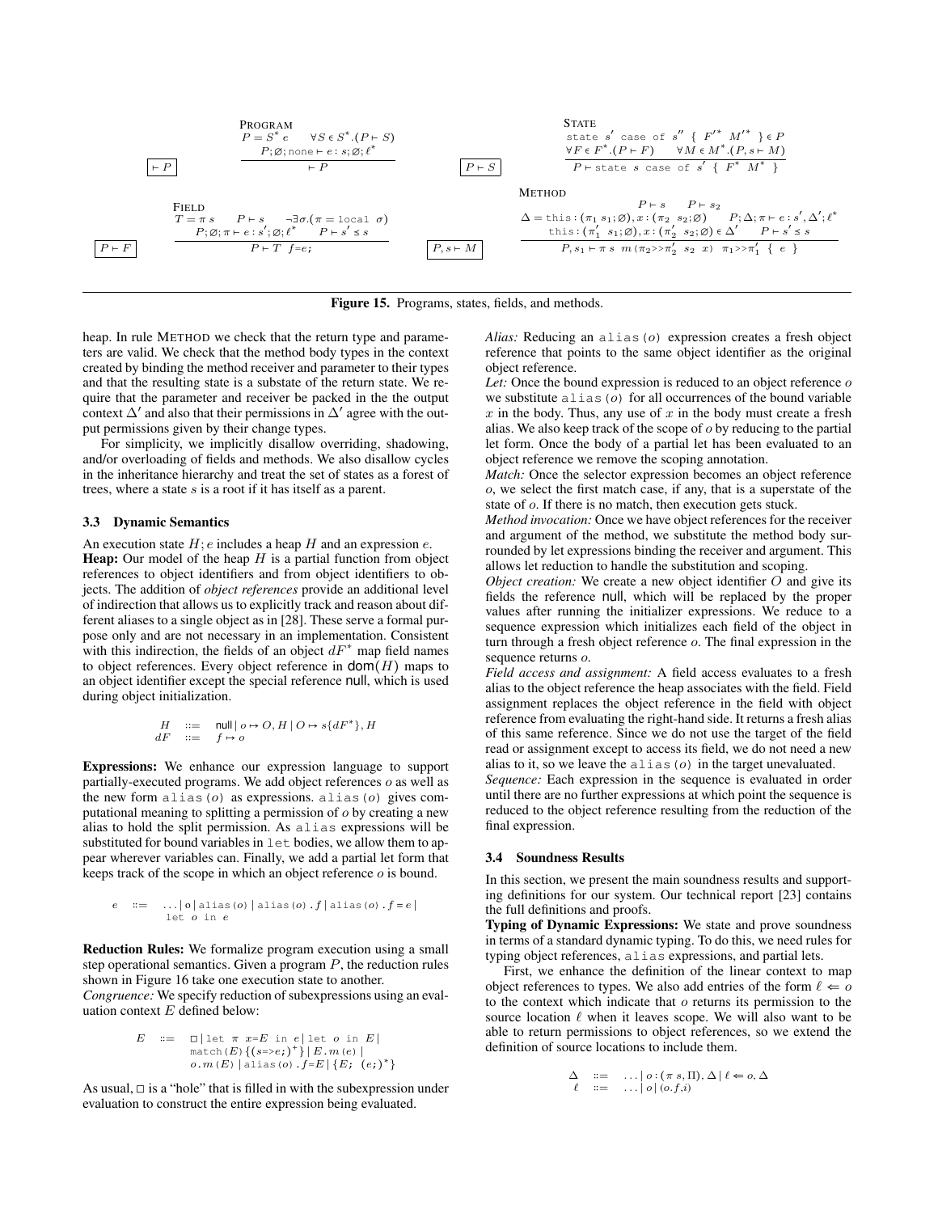$$\boxed{\vdash P} \quad \textsc{Program} \; \frac{P = S^* e \qquad \forall S \in S^*.(P \vdash S) \qquad P;\varnothing;\texttt{none} \vdash e : s;\varnothing;\ell^*}{\vdash P}$$

$$\boxed{P \vdash S} \quad \textsc{State} \; \frac{\texttt{state } s' \texttt{ case of } s'' \; \{ \; F'^* \; M'^* \; \} \in P \qquad \forall F \in F^*.(P \vdash F) \qquad \forall M \in M^*.(P, s \vdash M)}{P \vdash \texttt{state } s \texttt{ case of } s' \; \{ \; F^* \; M^* \; \}}$$

$$\boxed{P \vdash F} \quad \textsc{Field} \; \frac{T = \pi \; s \qquad P \vdash s \qquad \neg\exists\sigma.(\pi = \texttt{local } \sigma) \qquad P;\varnothing;\pi \vdash e : s';\varnothing;\ell^* \qquad P \vdash s' \leq s}{P \vdash T \; f\texttt{=}e\texttt{;}}$$

$$\boxed{P, s \vdash M} \quad \textsc{Method} \; \frac{P \vdash s \qquad P \vdash s_2 \qquad \Delta = \texttt{this} : (\pi_1 \; s_1;\varnothing), x : (\pi_2 \; s_2;\varnothing) \qquad P;\Delta;\pi \vdash e : s', \Delta';\ell^* \qquad \texttt{this} : (\pi_1' \; s_1;\varnothing), x : (\pi_2' \; s_2;\varnothing) \in \Delta' \qquad P \vdash s' \leq s}{P, s_1 \vdash \pi \; s \;\; m\texttt{(}\pi_2 \texttt{>>} \pi_2' \;\; s_2 \;\; x\texttt{)} \;\; \pi_1 \texttt{>>} \pi_1' \; \texttt{\{} \; e \; \texttt{\}}}$$

**Figure 15.** Programs, states, fields, and methods.

heap. In rule METHOD we check that the return type and parameters are valid. We check that the method body types in the context created by binding the method receiver and parameter to their types and that the resulting state is a substate of the return state. We require that the parameter and receiver be packed in the the output context $\Delta'$ and also that their permissions in $\Delta'$ agree with the output permissions given by their change types.

For simplicity, we implicitly disallow overriding, shadowing, and/or overloading of fields and methods. We also disallow cycles in the inheritance hierarchy and treat the set of states as a forest of trees, where a state $s$ is a root if it has itself as a parent.

### 3.3 Dynamic Semantics

An execution state $H; e$ includes a heap $H$ and an expression $e$.

**Heap:** Our model of the heap $H$ is a partial function from object references to object identifiers and from object identifiers to objects. The addition of *object references* provide an additional level of indirection that allows us to explicitly track and reason about different aliases to a single object as in [28]. These serve a formal purpose only and are not necessary in an implementation. Consistent with this indirection, the fields of an object $dF^*$ map field names to object references. Every object reference in $\mathsf{dom}(H)$ maps to an object identifier except the special reference null, which is used during object initialization.

$$\begin{array}{lcl} H & ::= & \mathsf{null} \mid o \mapsto O, H \mid O \mapsto s\{dF^*\}, H \\ dF & ::= & f \mapsto o \end{array}$$

**Expressions:** We enhance our expression language to support partially-executed programs. We add object references $o$ as well as the new form $\texttt{alias(}o\texttt{)}$ as expressions. $\texttt{alias(}o\texttt{)}$ gives computational meaning to splitting a permission of $o$ by creating a new alias to hold the split permission. As `alias` expressions will be substituted for bound variables in `let` bodies, we allow them to appear wherever variables can. Finally, we add a partial let form that keeps track of the scope in which an object reference $o$ is bound.

$$\begin{array}{lcl} e & ::= & \ldots \mid \mathrm{o} \mid \texttt{alias(}o\texttt{)} \mid \texttt{alias(}o\texttt{)}.f \mid \texttt{alias(}o\texttt{)}.f = e \mid \\ & & \texttt{let } o \texttt{ in } e \end{array}$$

**Reduction Rules:** We formalize program execution using a small step operational semantics. Given a program $P$, the reduction rules shown in Figure 16 take one execution state to another.

*Congruence:* We specify reduction of subexpressions using an evaluation context $E$ defined below:

$$\begin{array}{lcl} E & ::= & \Box \mid \texttt{let } \pi \; x\texttt{=}E \texttt{ in } e \mid \texttt{let } o \texttt{ in } E \mid \\ & & \texttt{match(}E\texttt{)\{}(s\texttt{=>}e\texttt{;})^+\texttt{\}} \mid E.m\texttt{(}e\texttt{)} \mid \\ & & o.m\texttt{(}E\texttt{)} \mid \texttt{alias(}o\texttt{)}.f\texttt{=}E \mid \texttt{\{}E\texttt{;} \;\; (e\texttt{;})^*\texttt{\}} \end{array}$$

As usual, $\Box$ is a "hole" that is filled in with the subexpression under evaluation to construct the entire expression being evaluated.

*Alias:* Reducing an $\texttt{alias(}o\texttt{)}$ expression creates a fresh object reference that points to the same object identifier as the original object reference.

*Let:* Once the bound expression is reduced to an object reference $o$ we substitute $\texttt{alias(}o\texttt{)}$ for all occurrences of the bound variable $x$ in the body. Thus, any use of $x$ in the body must create a fresh alias. We also keep track of the scope of $o$ by reducing to the partial let form. Once the body of a partial let has been evaluated to an object reference we remove the scoping annotation.

*Match:* Once the selector expression becomes an object reference $o$, we select the first match case, if any, that is a superstate of the state of $o$. If there is no match, then execution gets stuck.

*Method invocation:* Once we have object references for the receiver and argument of the method, we substitute the method body surrounded by let expressions binding the receiver and argument. This allows let reduction to handle the substitution and scoping.

*Object creation:* We create a new object identifier $O$ and give its fields the reference null, which will be replaced by the proper values after running the initializer expressions. We reduce to a sequence expression which initializes each field of the object in turn through a fresh object reference $o$. The final expression in the sequence returns $o$.

*Field access and assignment:* A field access evaluates to a fresh alias to the object reference the heap associates with the field. Field assignment replaces the object reference in the field with object reference from evaluating the right-hand side. It returns a fresh alias of this same reference. Since we do not use the target of the field read or assignment except to access its field, we do not need a new alias to it, so we leave the $\texttt{alias(}o\texttt{)}$ in the target unevaluated.

*Sequence:* Each expression in the sequence is evaluated in order until there are no further expressions at which point the sequence is reduced to the object reference resulting from the reduction of the final expression.

### 3.4 Soundness Results

In this section, we present the main soundness results and supporting definitions for our system. Our technical report [23] contains the full definitions and proofs.

**Typing of Dynamic Expressions:** We state and prove soundness in terms of a standard dynamic typing. To do this, we need rules for typing object references, `alias` expressions, and partial lets.

First, we enhance the definition of the linear context to map object references to types. We also add entries of the form $\ell \Leftarrow o$ to the context which indicate that $o$ returns its permission to the source location $\ell$ when it leaves scope. We will also want to be able to return permissions to object references, so we extend the definition of source locations to include them.

$$\begin{array}{lcl} \Delta & ::= & \ldots \mid o : (\pi \; s, \Pi), \Delta \mid \ell \Leftarrow o, \Delta \\ \ell & ::= & \ldots \mid o \mid (o.f,i) \end{array}$$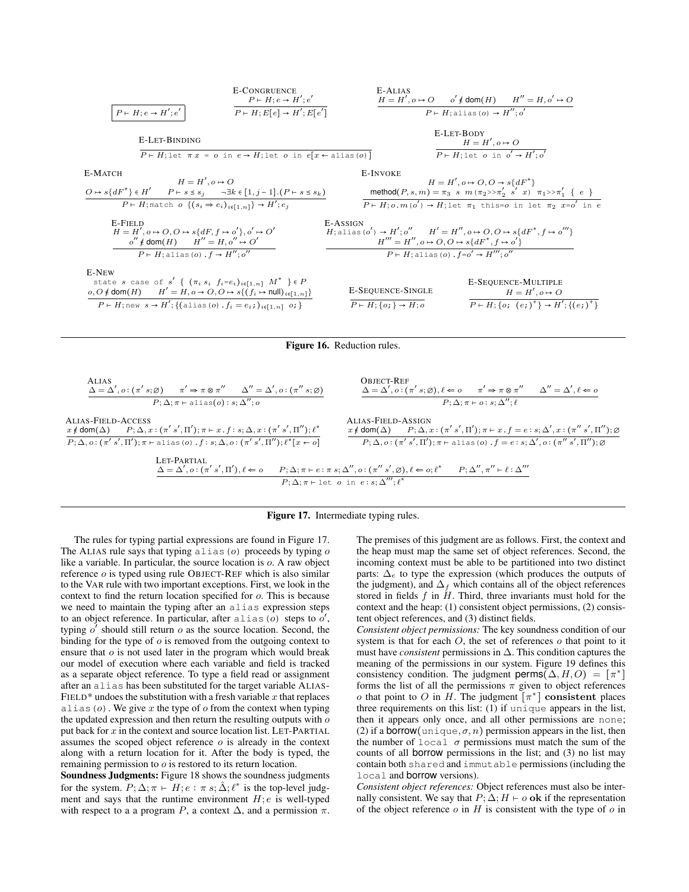$$\boxed{P \vdash H; e \rightarrow H'; e'}$$

E-CONGRUENCE
$$\frac{P \vdash H; e \rightarrow H'; e'}{P \vdash H; E[e] \rightarrow H'; E[e']}$$

E-ALIAS
$$\frac{H = H', o \mapsto O \qquad o' \notin \mathsf{dom}(H) \qquad H'' = H, o' \mapsto O}{P \vdash H; \texttt{alias}(o) \rightarrow H''; o'}$$

E-LET-BINDING
$$\frac{}{P \vdash H; \texttt{let}\ \pi\ x\ \texttt{=}\ o\ \texttt{in}\ e \rightarrow H; \texttt{let}\ o\ \texttt{in}\ e[x \leftarrow \texttt{alias}(o)]}$$

E-LET-BODY
$$\frac{H = H', o \mapsto O}{P \vdash H; \texttt{let}\ o\ \texttt{in}\ o' \rightarrow H'; o'}$$

E-MATCH
$$\frac{H = H', o \mapsto O \qquad O \mapsto s\{dF^*\} \in H' \qquad P \vdash s \leq s_j \qquad \neg \exists k \in [1, j-1].(P \vdash s \leq s_k)}{P \vdash H; \texttt{match}\ o\ \{(s_i \Rightarrow e_i)_{i \in [1,n]}\} \rightarrow H'; e_j}$$

E-INVOKE
$$\frac{H = H', o \mapsto O, O \rightarrow s\{dF^*\} \qquad \mathsf{method}(P, s, m) = \pi_3\ \ s\ \ m\ (\pi_2 \texttt{>>} \pi_2'\ \ s'\ \ x)\ \ \pi_1 \texttt{>>} \pi_1'\ \ \{\ \ e\ \ \}}{P \vdash H; o.m(o') \rightarrow H; \texttt{let}\ \pi_1\ \texttt{this=}o\ \texttt{in}\ \texttt{let}\ \pi_2\ x\texttt{=}o'\ \texttt{in}\ e}$$

E-FIELD
$$\frac{H = H', o \mapsto O, O \mapsto s\{dF, f \mapsto o'\}, o' \mapsto O' \qquad o'' \notin \mathsf{dom}(H) \qquad H'' = H, o'' \mapsto O'}{P \vdash H; \texttt{alias}(o)\texttt{.}f \rightarrow H''; o''}$$

E-ASSIGN
$$\frac{H; \texttt{alias}(o') \rightarrow H'; o'' \qquad H' = H'', o \mapsto O, O \mapsto s\{dF^*, f \mapsto o'''\} \qquad H''' = H'', o \mapsto O, O \mapsto s\{dF^*, f \mapsto o'\}}{P \vdash H; \texttt{alias}(o)\texttt{.}f\texttt{=}o' \rightarrow H'''; o''}$$

E-NEW
$$\frac{\texttt{state}\ s\ \texttt{case of}\ s'\ \{\ (\pi_i\ s_i\ \ f_i\texttt{=}e_i)_{i \in [1,n]}\ \ M^*\ \} \in P \qquad o, O \notin \mathsf{dom}(H) \qquad H' = H, o \rightarrow O, O \mapsto s\{(f_i \mapsto \mathsf{null})_{i \in [1,n]}\}}{P \vdash H; \texttt{new}\ s \rightarrow H'; \{(\texttt{alias}(o)\texttt{.}f_i = e_i\texttt{;})_{i \in [1,n]}\ \ o\texttt{;}\}}$$

E-SEQUENCE-SINGLE
$$\frac{}{P \vdash H; \{o\texttt{;}\} \rightarrow H; o}$$

E-SEQUENCE-MULTIPLE
$$\frac{H = H', o \mapsto O}{P \vdash H; \{o\texttt{;}\ \ (e\texttt{;})^+\} \rightarrow H'; \{(e\texttt{;})^+\}}$$

**Figure 16.** Reduction rules.

ALIAS
$$\frac{\Delta = \Delta', o : (\pi'\ s; \varnothing) \qquad \pi' \Rightarrow \pi \otimes \pi'' \qquad \Delta'' = \Delta', o : (\pi''\ s; \varnothing)}{P; \Delta; \pi \vdash \texttt{alias}(o) : s; \Delta''; o}$$

OBJECT-REF
$$\frac{\Delta = \Delta', o : (\pi'\ s; \varnothing), \ell \Leftarrow o \qquad \pi' \Rightarrow \pi \otimes \pi'' \qquad \Delta'' = \Delta', \ell \Leftarrow o}{P; \Delta; \pi \vdash o : s; \Delta''; \ell}$$

ALIAS-FIELD-ACCESS
$$\frac{x \notin \mathsf{dom}(\Delta) \qquad P; \Delta, x : (\pi'\ s', \Pi'); \pi \vdash x.f : s; \Delta, x : (\pi'\ s', \Pi''); \ell^*}{P; \Delta, o : (\pi'\ s', \Pi'); \pi \vdash \texttt{alias}(o)\texttt{.}f : s; \Delta, o : (\pi'\ s', \Pi''); \ell^*[x \leftarrow o]}$$

ALIAS-FIELD-ASSIGN
$$\frac{x \notin \mathsf{dom}(\Delta) \qquad P; \Delta, x : (\pi'\ s', \Pi'); \pi \vdash x.f = e : s; \Delta', x : (\pi''\ s', \Pi''); \varnothing}{P; \Delta, o : (\pi'\ s', \Pi'); \pi \vdash \texttt{alias}(o)\texttt{.}f = e : s; \Delta', o : (\pi''\ s', \Pi''); \varnothing}$$

LET-PARTIAL
$$\frac{\Delta = \Delta', o : (\pi'\ s', \Pi'), \ell \Leftarrow o \qquad P; \Delta; \pi \vdash e : \pi\ s; \Delta'', o : (\pi''\ s', \varnothing), \ell \Leftarrow o; \ell^* \qquad P; \Delta'', \pi'' \vdash \ell : \Delta'''}{P; \Delta; \pi \vdash \texttt{let}\ o\ \texttt{in}\ e : s; \Delta'''; \ell^*}$$

**Figure 17.** Intermediate typing rules.

The rules for typing partial expressions are found in Figure 17. The ALIAS rule says that typing `alias(o)` proceeds by typing $o$ like a variable. In particular, the source location is $o$. A raw object reference $o$ is typed using rule OBJECT-REF which is also similar to the VAR rule with two important exceptions. First, we look in the context to find the return location specified for $o$. This is because we need to maintain the typing after an `alias` expression steps to an object reference. In particular, after `alias(o)` steps to $o'$, typing $o'$ should still return $o$ as the source location. Second, the binding for the type of $o$ is removed from the outgoing context to ensure that $o$ is not used later in the program which would break our model of execution where each variable and field is tracked as a separate object reference. To type a field read or assignment after an `alias` has been substituted for the target variable ALIAS-FIELD* undoes the substitution with a fresh variable $x$ that replaces `alias(o)`. We give $x$ the type of $o$ from the context when typing the updated expression and then return the resulting outputs with $o$ put back for $x$ in the context and source location list. LET-PARTIAL assumes the scoped object reference $o$ is already in the context along with a return location for it. After the body is typed, the remaining permission to $o$ is restored to its return location.

**Soundness Judgments:** Figure 18 shows the soundness judgments for the system. $P; \Delta; \pi \vdash H; e : \pi\ s; \hat{\Delta}; \ell^*$ is the top-level judgment and says that the runtime environment $H; e$ is well-typed with respect to a a program $P$, a context $\Delta$, and a permission $\pi$.

The premises of this judgment are as follows. First, the context and the heap must map the same set of object references. Second, the incoming context must be able to be partitioned into two distinct parts: $\Delta_e$ to type the expression (which produces the outputs of the judgment), and $\Delta_f$ which contains all of the object references stored in fields $f$ in $H$. Third, three invariants must hold for the context and the heap: (1) consistent object permissions, (2) consistent object references, and (3) distinct fields.

*Consistent object permissions:* The key soundness condition of our system is that for each $O$, the set of references $o$ that point to it must have *consistent* permissions in $\Delta$. This condition captures the meaning of the permissions in our system. Figure 19 defines this consistency condition. The judgment $\mathsf{perms}(\Delta, H, O) = [\pi^*]$ forms the list of all the permissions $\pi$ given to object references $o$ that point to $O$ in $H$. The judgment $[\pi^*]$ **consistent** places three requirements on this list: (1) if `unique` appears in the list, then it appears only once, and all other permissions are `none`; (2) if a $\mathsf{borrow}(\texttt{unique}, \sigma, n)$ permission appears in the list, then the number of `local` $\sigma$ permissions must match the sum of the counts of all $\mathsf{borrow}$ permissions in the list; and (3) no list may contain both `shared` and `immutable` permissions (including the `local` and $\mathsf{borrow}$ versions).

*Consistent object references:* Object references must also be internally consistent. We say that $P; \Delta; H \vdash o$ **ok** if the representation of the object reference $o$ in $H$ is consistent with the type of $o$ in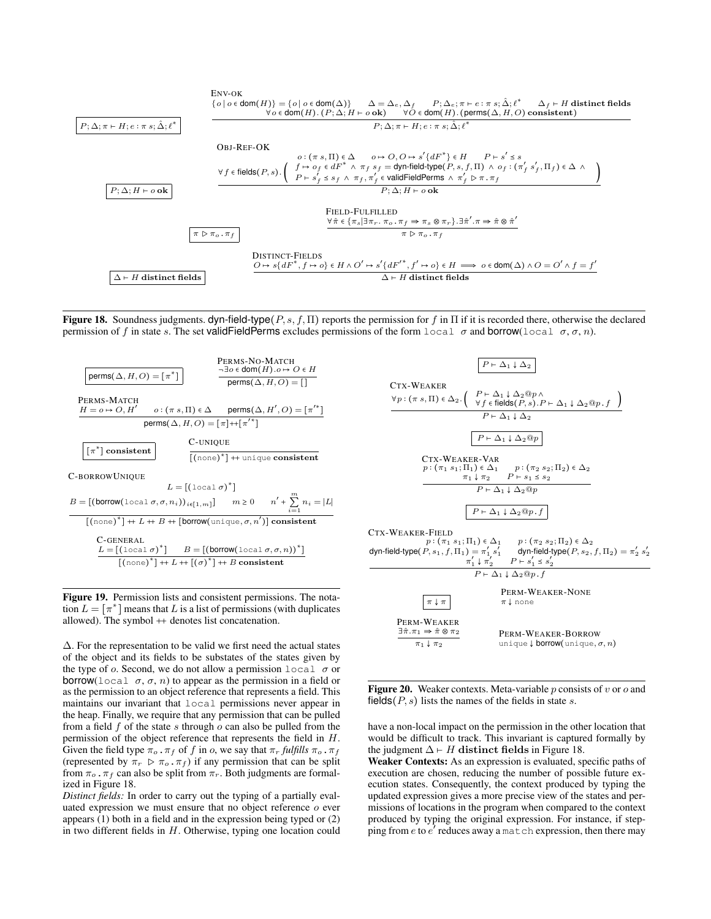$$\boxed{P;\Delta;\pi \vdash H; e : \pi\ s; \hat{\Delta}; \ell^*}$$

ENV-OK

$$\frac{\{o \mid o \in \mathsf{dom}(H)\} = \{o \mid o \in \mathsf{dom}(\Delta)\} \quad \Delta = \Delta_e, \Delta_f \quad P;\Delta_e;\pi \vdash e : \pi\ s; \hat{\Delta}; \ell^* \quad \Delta_f \vdash H\ \textbf{distinct fields} \quad \forall o \in \mathsf{dom}(H).\,(P;\Delta;H \vdash o\ \textbf{ok}) \quad \forall O \in \mathsf{dom}(H).\,(\mathsf{perms}(\Delta, H, O)\ \textbf{consistent})}{P;\Delta;\pi \vdash H; e : \pi\ s; \hat{\Delta}; \ell^*}$$

$$\boxed{P;\Delta;H \vdash o\ \textbf{ok}}$$

OBJ-REF-OK

$$\frac{o : (\pi\ s, \Pi) \in \Delta \quad o \mapsto O, O \mapsto s'\{dF^*\} \in H \quad P \vdash s' \le s \quad \forall f \in \mathsf{fields}(P, s).\left(\begin{array}{l} f \mapsto o_f \in dF^* \wedge \pi_f\ s_f = \mathsf{dyn\text{-}field\text{-}type}(P, s, f, \Pi) \wedge o_f : (\pi_f'\ s_f', \Pi_f) \in \Delta\ \wedge \\ P \vdash s_f' \le s_f \wedge \pi_f, \pi_f' \in \mathsf{validFieldPerms} \wedge \pi_f' \rhd \pi . \pi_f \end{array}\right)}{P;\Delta;H \vdash o\ \textbf{ok}}$$

$$\boxed{\pi \rhd \pi_o . \pi_f}$$

FIELD-FULFILLED

$$\frac{\forall \hat{\pi} \in \{\pi_s \mid \exists \pi_r.\ \pi_o . \pi_f \Rightarrow \pi_s \otimes \pi_r\}. \exists \hat{\pi}'. \pi \Rightarrow \hat{\pi} \otimes \hat{\pi}'}{\pi \rhd \pi_o . \pi_f}$$

$$\boxed{\Delta \vdash H\ \textbf{distinct fields}}$$

DISTINCT-FIELDS

$$\frac{O \mapsto s\{dF^*, f \mapsto o\} \in H \wedge O' \mapsto s'\{dF'^*, f' \mapsto o\} \in H \implies o \in \mathsf{dom}(\Delta) \wedge O = O' \wedge f = f'}{\Delta \vdash H\ \textbf{distinct fields}}$$

**Figure 18.** Soundness judgments. $\mathsf{dyn\text{-}field\text{-}type}(P, s, f, \Pi)$ reports the permission for $f$ in $\Pi$ if it is recorded there, otherwise the declared permission of $f$ in state $s$. The set validFieldPerms excludes permissions of the form `local` $\sigma$ and $\mathsf{borrow}($`local` $\sigma, \sigma, n)$.

$$\boxed{\mathsf{perms}(\Delta, H, O) = [\pi^*]}$$

PERMS-NO-MATCH

$$\frac{\neg \exists o \in \mathsf{dom}(H). o \mapsto O \in H}{\mathsf{perms}(\Delta, H, O) = [\,]}$$

PERMS-MATCH

$$\frac{H = o \mapsto O, H' \quad o : (\pi\ s, \Pi) \in \Delta \quad \mathsf{perms}(\Delta, H', O) = [\pi'^*]}{\mathsf{perms}(\Delta, H, O) = [\pi] \mathbin{++} [\pi'^*]}$$

$$\boxed{[\pi^*]\ \textbf{consistent}}$$

C-UNIQUE

$$\frac{}{[(\texttt{none})^*] \mathbin{++} \texttt{unique}\ \textbf{consistent}}$$

C-BORROWUNIQUE

$$\frac{L = [(\texttt{local}\ \sigma)^*] \qquad B = [(\mathsf{borrow}(\texttt{local}\ \sigma, \sigma, n_i))_{i \in [1,m]}] \quad m \ge 0 \quad n' + \sum_{i=1}^{m} n_i = |L|}{[(\texttt{none})^*] \mathbin{++} L \mathbin{++} B \mathbin{++} [\mathsf{borrow}(\texttt{unique}, \sigma, n')]\ \textbf{consistent}}$$

C-GENERAL

$$\frac{L = [(\texttt{local}\ \sigma)^*] \quad B = [(\mathsf{borrow}(\texttt{local}\ \sigma, \sigma, n))^*]}{[(\texttt{none})^*] \mathbin{++} L \mathbin{++} [(\sigma)^*] \mathbin{++} B\ \textbf{consistent}}$$

**Figure 19.** Permission lists and consistent permissions. The notation $L = [\pi^*]$ means that $L$ is a list of permissions (with duplicates allowed). The symbol $++$ denotes list concatenation.

$$\boxed{P \vdash \Delta_1 \downarrow \Delta_2}$$

CTX-WEAKER

$$\frac{\forall p : (\pi\ s, \Pi) \in \Delta_2.\left(\begin{array}{l} P \vdash \Delta_1 \downarrow \Delta_2 @ p\ \wedge \\ \forall f \in \mathsf{fields}(P, s). P \vdash \Delta_1 \downarrow \Delta_2 @ p.f \end{array}\right)}{P \vdash \Delta_1 \downarrow \Delta_2}$$

$$\boxed{P \vdash \Delta_1 \downarrow \Delta_2 @ p}$$

CTX-WEAKER-VAR

$$\frac{p : (\pi_1\ s_1; \Pi_1) \in \Delta_1 \quad p : (\pi_2\ s_2; \Pi_2) \in \Delta_2 \quad \pi_1 \downarrow \pi_2 \quad P \vdash s_1 \le s_2}{P \vdash \Delta_1 \downarrow \Delta_2 @ p}$$

$$\boxed{P \vdash \Delta_1 \downarrow \Delta_2 @ p.f}$$

CTX-WEAKER-FIELD

$$\frac{\begin{array}{c} p : (\pi_1\ s_1; \Pi_1) \in \Delta_1 \quad p : (\pi_2\ s_2; \Pi_2) \in \Delta_2 \\ \mathsf{dyn\text{-}field\text{-}type}(P, s_1, f, \Pi_1) = \pi_1'\ s_1' \quad \mathsf{dyn\text{-}field\text{-}type}(P, s_2, f, \Pi_2) = \pi_2'\ s_2' \\ \pi_1' \downarrow \pi_2' \quad P \vdash s_1' \le s_2' \end{array}}{P \vdash \Delta_1 \downarrow \Delta_2 @ p.f}$$

$$\boxed{\pi \downarrow \pi}$$

PERM-WEAKER-NONE

$$\pi \downarrow \texttt{none}$$

PERM-WEAKER

$$\frac{\exists \hat{\pi}. \pi_1 \Rightarrow \hat{\pi} \otimes \pi_2}{\pi_1 \downarrow \pi_2}$$

PERM-WEAKER-BORROW

$$\texttt{unique} \downarrow \mathsf{borrow}(\texttt{unique}, \sigma, n)$$

**Figure 20.** Weaker contexts. Meta-variable $p$ consists of $v$ or $o$ and $\mathsf{fields}(P, S)$ lists the names of the fields in state $s$.

$\Delta$. For the representation to be valid we first need the actual states of the object and its fields to be substates of the states given by the type of $o$. Second, we do not allow a permission `local` $\sigma$ or $\mathsf{borrow}($`local` $\sigma, \sigma, n)$ to appear as the permission in a field or as the permission to an object reference that represents a field. This maintains our invariant that `local` permissions never appear in the heap. Finally, we require that any permission that can be pulled from a field $f$ of the state $s$ through $o$ can also be pulled from the permission of the object reference that represents the field in $H$. Given the field type $\pi_o . \pi_f$ of $f$ in $o$, we say that $\pi_r$ *fulfills* $\pi_o . \pi_f$ (represented by $\pi_r \rhd \pi_o . \pi_f$) if any permission that can be split from $\pi_o . \pi_f$ can also be split from $\pi_r$. Both judgments are formalized in Figure 18.

*Distinct fields:* In order to carry out the typing of a partially evaluated expression we must ensure that no object reference $o$ ever appears (1) both in a field and in the expression being typed or (2) in two different fields in $H$. Otherwise, typing one location could have a non-local impact on the permission in the other location that would be difficult to track. This invariant is captured formally by the judgment $\Delta \vdash H$ **distinct fields** in Figure 18.

**Weaker Contexts:** As an expression is evaluated, specific paths of execution are chosen, reducing the number of possible future execution states. Consequently, the context produced by typing the updated expression gives a more precise view of the states and permissions of locations in the program when compared to the context produced by typing the original expression. For instance, if stepping from $e$ to $e'$ reduces away a `match` expression, then there may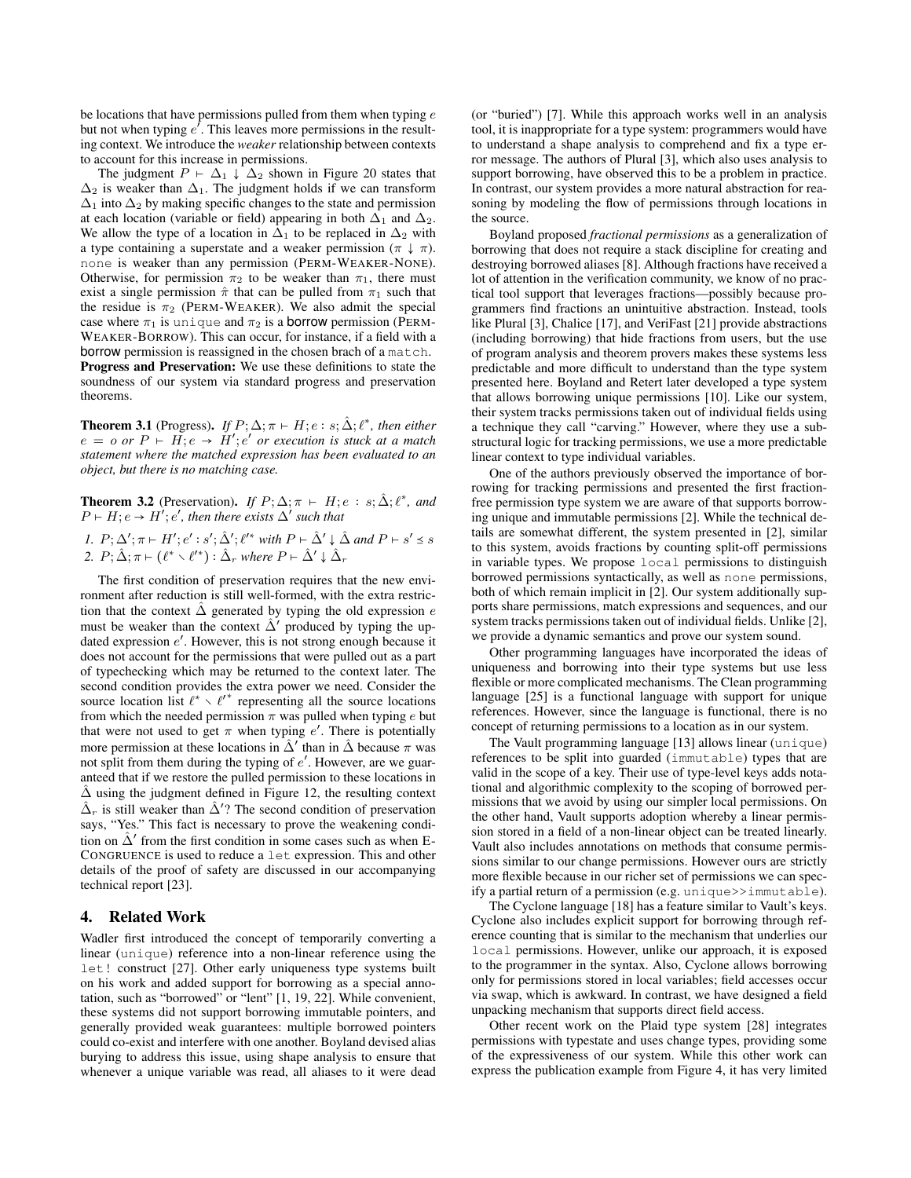be locations that have permissions pulled from them when typing $e$ but not when typing $e'$. This leaves more permissions in the resulting context. We introduce the *weaker* relationship between contexts to account for this increase in permissions.

The judgment $P \vdash \Delta_1 \downarrow \Delta_2$ shown in Figure 20 states that $\Delta_2$ is weaker than $\Delta_1$. The judgment holds if we can transform $\Delta_1$ into $\Delta_2$ by making specific changes to the state and permission at each location (variable or field) appearing in both $\Delta_1$ and $\Delta_2$. We allow the type of a location in $\Delta_1$ to be replaced in $\Delta_2$ with a type containing a superstate and a weaker permission ($\pi \downarrow \pi$). `none` is weaker than any permission (PERM-WEAKER-NONE). Otherwise, for permission $\pi_2$ to be weaker than $\pi_1$, there must exist a single permission $\hat{\pi}$ that can be pulled from $\pi_1$ such that the residue is $\pi_2$ (PERM-WEAKER). We also admit the special case where $\pi_1$ is `unique` and $\pi_2$ is a **borrow** permission (PERM-WEAKER-BORROW). This can occur, for instance, if a field with a **borrow** permission is reassigned in the chosen brach of a `match`.

**Progress and Preservation:** We use these definitions to state the soundness of our system via standard progress and preservation theorems.

**Theorem 3.1** (Progress). *If $P; \Delta; \pi \vdash H; e : s; \hat{\Delta}; \ell^*$, then either $e = o$ or $P \vdash H; e \rightarrow H'; e'$ or execution is stuck at a match statement where the matched expression has been evaluated to an object, but there is no matching case.*

**Theorem 3.2** (Preservation). *If $P; \Delta; \pi \vdash H; e : s; \hat{\Delta}; \ell^*$, and $P \vdash H; e \rightarrow H'; e'$, then there exists $\Delta'$ such that*

1. *$P; \Delta'; \pi \vdash H'; e' : s'; \hat{\Delta}'; \ell'^*$ with $P \vdash \hat{\Delta}' \downarrow \hat{\Delta}$ and $P \vdash s' \leq s$*
2. *$P; \hat{\Delta}; \pi \vdash (\ell^* \setminus \ell'^*) : \hat{\Delta}_r$ where $P \vdash \hat{\Delta}' \downarrow \hat{\Delta}_r$*

The first condition of preservation requires that the new environment after reduction is still well-formed, with the extra restriction that the context $\hat{\Delta}$ generated by typing the old expression $e$ must be weaker than the context $\hat{\Delta}'$ produced by typing the updated expression $e'$. However, this is not strong enough because it does not account for the permissions that were pulled out as a part of typechecking which may be returned to the context later. The second condition provides the extra power we need. Consider the source location list $\ell^* \setminus \ell'^*$ representing all the source locations from which the needed permission $\pi$ was pulled when typing $e$ but that were not used to get $\pi$ when typing $e'$. There is potentially more permission at these locations in $\hat{\Delta}'$ than in $\hat{\Delta}$ because $\pi$ was not split from them during the typing of $e'$. However, are we guaranteed that if we restore the pulled permission to these locations in $\hat{\Delta}$ using the judgment defined in Figure 12, the resulting context $\hat{\Delta}_r$ is still weaker than $\hat{\Delta}'$? The second condition of preservation says, "Yes." This fact is necessary to prove the weakening condition on $\hat{\Delta}'$ from the first condition in some cases such as when E-CONGRUENCE is used to reduce a `let` expression. This and other details of the proof of safety are discussed in our accompanying technical report [23].

## 4. Related Work

Wadler first introduced the concept of temporarily converting a linear (`unique`) reference into a non-linear reference using the `let!` construct [27]. Other early uniqueness type systems built on his work and added support for borrowing as a special annotation, such as "borrowed" or "lent" [1, 19, 22]. While convenient, these systems did not support borrowing immutable pointers, and generally provided weak guarantees: multiple borrowed pointers could co-exist and interfere with one another. Boyland devised alias burying to address this issue, using shape analysis to ensure that whenever a unique variable was read, all aliases to it were dead (or "buried") [7]. While this approach works well in an analysis tool, it is inappropriate for a type system: programmers would have to understand a shape analysis to comprehend and fix a type error message. The authors of Plural [3], which also uses analysis to support borrowing, have observed this to be a problem in practice. In contrast, our system provides a more natural abstraction for reasoning by modeling the flow of permissions through locations in the source.

Boyland proposed *fractional permissions* as a generalization of borrowing that does not require a stack discipline for creating and destroying borrowed aliases [8]. Although fractions have received a lot of attention in the verification community, we know of no practical tool support that leverages fractions—possibly because programmers find fractions an unintuitive abstraction. Instead, tools like Plural [3], Chalice [17], and VeriFast [21] provide abstractions (including borrowing) that hide fractions from users, but the use of program analysis and theorem provers makes these systems less predictable and more difficult to understand than the type system presented here. Boyland and Retert later developed a type system that allows borrowing unique permissions [10]. Like our system, their system tracks permissions taken out of individual fields using a technique they call "carving." However, where they use a substructural logic for tracking permissions, we use a more predictable linear context to type individual variables.

One of the authors previously observed the importance of borrowing for tracking permissions and presented the first fraction-free permission type system we are aware of that supports borrowing unique and immutable permissions [2]. While the technical details are somewhat different, the system presented in [2], similar to this system, avoids fractions by counting split-off permissions in variable types. We propose `local` permissions to distinguish borrowed permissions syntactically, as well as `none` permissions, both of which remain implicit in [2]. Our system additionally supports share permissions, match expressions and sequences, and our system tracks permissions taken out of individual fields. Unlike [2], we provide a dynamic semantics and prove our system sound.

Other programming languages have incorporated the ideas of uniqueness and borrowing into their type systems but use less flexible or more complicated mechanisms. The Clean programming language [25] is a functional language with support for unique references. However, since the language is functional, there is no concept of returning permissions to a location as in our system.

The Vault programming language [13] allows linear (`unique`) references to be split into guarded (`immutable`) types that are valid in the scope of a key. Their use of type-level keys adds notational and algorithmic complexity to the scoping of borrowed permissions that we avoid by using our simpler local permissions. On the other hand, Vault supports adoption whereby a linear permission stored in a field of a non-linear object can be treated linearly. Vault also includes annotations on methods that consume permissions similar to our change permissions. However ours are strictly more flexible because in our richer set of permissions we can specify a partial return of a permission (e.g. `unique>>immutable`).

The Cyclone language [18] has a feature similar to Vault's keys. Cyclone also includes explicit support for borrowing through reference counting that is similar to the mechanism that underlies our `local` permissions. However, unlike our approach, it is exposed to the programmer in the syntax. Also, Cyclone allows borrowing only for permissions stored in local variables; field accesses occur via swap, which is awkward. In contrast, we have designed a field unpacking mechanism that supports direct field access.

Other recent work on the Plaid type system [28] integrates permissions with typestate and uses change types, providing some of the expressiveness of our system. While this other work can express the publication example from Figure 4, it has very limited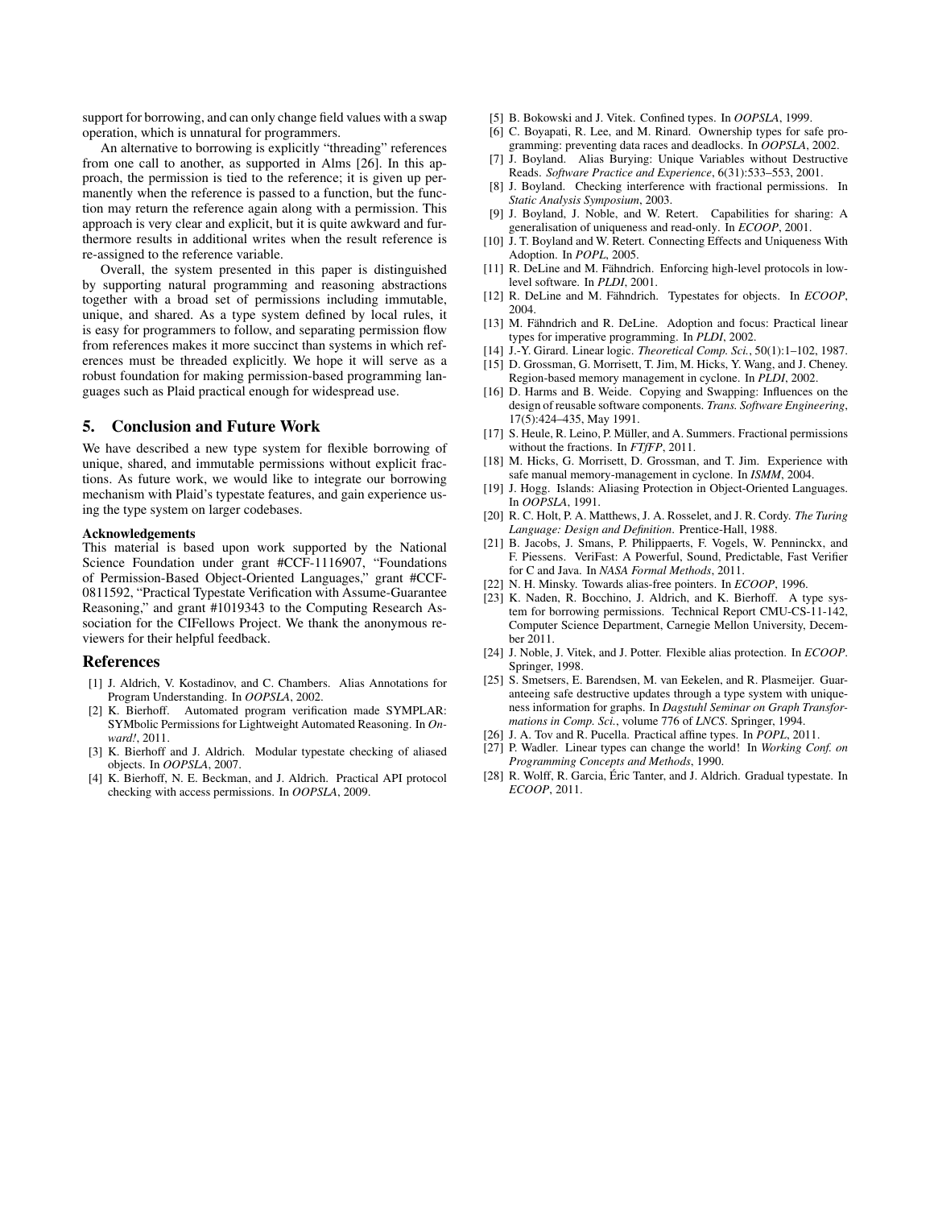support for borrowing, and can only change field values with a swap operation, which is unnatural for programmers.

An alternative to borrowing is explicitly "threading" references from one call to another, as supported in Alms [26]. In this approach, the permission is tied to the reference; it is given up permanently when the reference is passed to a function, but the function may return the reference again along with a permission. This approach is very clear and explicit, but it is quite awkward and furthermore results in additional writes when the result reference is re-assigned to the reference variable.

Overall, the system presented in this paper is distinguished by supporting natural programming and reasoning abstractions together with a broad set of permissions including immutable, unique, and shared. As a type system defined by local rules, it is easy for programmers to follow, and separating permission flow from references makes it more succinct than systems in which references must be threaded explicitly. We hope it will serve as a robust foundation for making permission-based programming languages such as Plaid practical enough for widespread use.

## 5. Conclusion and Future Work

We have described a new type system for flexible borrowing of unique, shared, and immutable permissions without explicit fractions. As future work, we would like to integrate our borrowing mechanism with Plaid's typestate features, and gain experience using the type system on larger codebases.

**Acknowledgements**

This material is based upon work supported by the National Science Foundation under grant #CCF-1116907, "Foundations of Permission-Based Object-Oriented Languages," grant #CCF-0811592, "Practical Typestate Verification with Assume-Guarantee Reasoning," and grant #1019343 to the Computing Research Association for the CIFellows Project. We thank the anonymous reviewers for their helpful feedback.

## References

[1] J. Aldrich, V. Kostadinov, and C. Chambers. Alias Annotations for Program Understanding. In *OOPSLA*, 2002.

[2] K. Bierhoff. Automated program verification made SYMPLAR: SYMbolic Permissions for Lightweight Automated Reasoning. In *Onward!*, 2011.

[3] K. Bierhoff and J. Aldrich. Modular typestate checking of aliased objects. In *OOPSLA*, 2007.

[4] K. Bierhoff, N. E. Beckman, and J. Aldrich. Practical API protocol checking with access permissions. In *OOPSLA*, 2009.

[5] B. Bokowski and J. Vitek. Confined types. In *OOPSLA*, 1999.

[6] C. Boyapati, R. Lee, and M. Rinard. Ownership types for safe programming: preventing data races and deadlocks. In *OOPSLA*, 2002.

[7] J. Boyland. Alias Burying: Unique Variables without Destructive Reads. *Software Practice and Experience*, 6(31):533–553, 2001.

[8] J. Boyland. Checking interference with fractional permissions. In *Static Analysis Symposium*, 2003.

[9] J. Boyland, J. Noble, and W. Retert. Capabilities for sharing: A generalisation of uniqueness and read-only. In *ECOOP*, 2001.

[10] J. T. Boyland and W. Retert. Connecting Effects and Uniqueness With Adoption. In *POPL*, 2005.

[11] R. DeLine and M. Fähndrich. Enforcing high-level protocols in low-level software. In *PLDI*, 2001.

[12] R. DeLine and M. Fähndrich. Typestates for objects. In *ECOOP*, 2004.

[13] M. Fähndrich and R. DeLine. Adoption and focus: Practical linear types for imperative programming. In *PLDI*, 2002.

[14] J.-Y. Girard. Linear logic. *Theoretical Comp. Sci.*, 50(1):1–102, 1987.

[15] D. Grossman, G. Morrisett, T. Jim, M. Hicks, Y. Wang, and J. Cheney. Region-based memory management in cyclone. In *PLDI*, 2002.

[16] D. Harms and B. Weide. Copying and Swapping: Influences on the design of reusable software components. *Trans. Software Engineering*, 17(5):424–435, May 1991.

[17] S. Heule, R. Leino, P. Müller, and A. Summers. Fractional permissions without the fractions. In *FTfJP*, 2011.

[18] M. Hicks, G. Morrisett, D. Grossman, and T. Jim. Experience with safe manual memory-management in cyclone. In *ISMM*, 2004.

[19] J. Hogg. Islands: Aliasing Protection in Object-Oriented Languages. In *OOPSLA*, 1991.

[20] R. C. Holt, P. A. Matthews, J. A. Rosselet, and J. R. Cordy. *The Turing Language: Design and Definition*. Prentice-Hall, 1988.

[21] B. Jacobs, J. Smans, P. Philippaerts, F. Vogels, W. Penninckx, and F. Piessens. VeriFast: A Powerful, Sound, Predictable, Fast Verifier for C and Java. In *NASA Formal Methods*, 2011.

[22] N. H. Minsky. Towards alias-free pointers. In *ECOOP*, 1996.

[23] K. Naden, R. Bocchino, J. Aldrich, and K. Bierhoff. A type system for borrowing permissions. Technical Report CMU-CS-11-142, Computer Science Department, Carnegie Mellon University, December 2011.

[24] J. Noble, J. Vitek, and J. Potter. Flexible alias protection. In *ECOOP*. Springer, 1998.

[25] S. Smetsers, E. Barendsen, M. van Eekelen, and R. Plasmeijer. Guaranteeing safe destructive updates through a type system with uniqueness information for graphs. In *Dagstuhl Seminar on Graph Transformations in Comp. Sci.*, volume 776 of *LNCS*. Springer, 1994.

[26] J. A. Tov and R. Pucella. Practical affine types. In *POPL*, 2011.

[27] P. Wadler. Linear types can change the world! In *Working Conf. on Programming Concepts and Methods*, 1990.

[28] R. Wolff, R. Garcia, Éric Tanter, and J. Aldrich. Gradual typestate. In *ECOOP*, 2011.